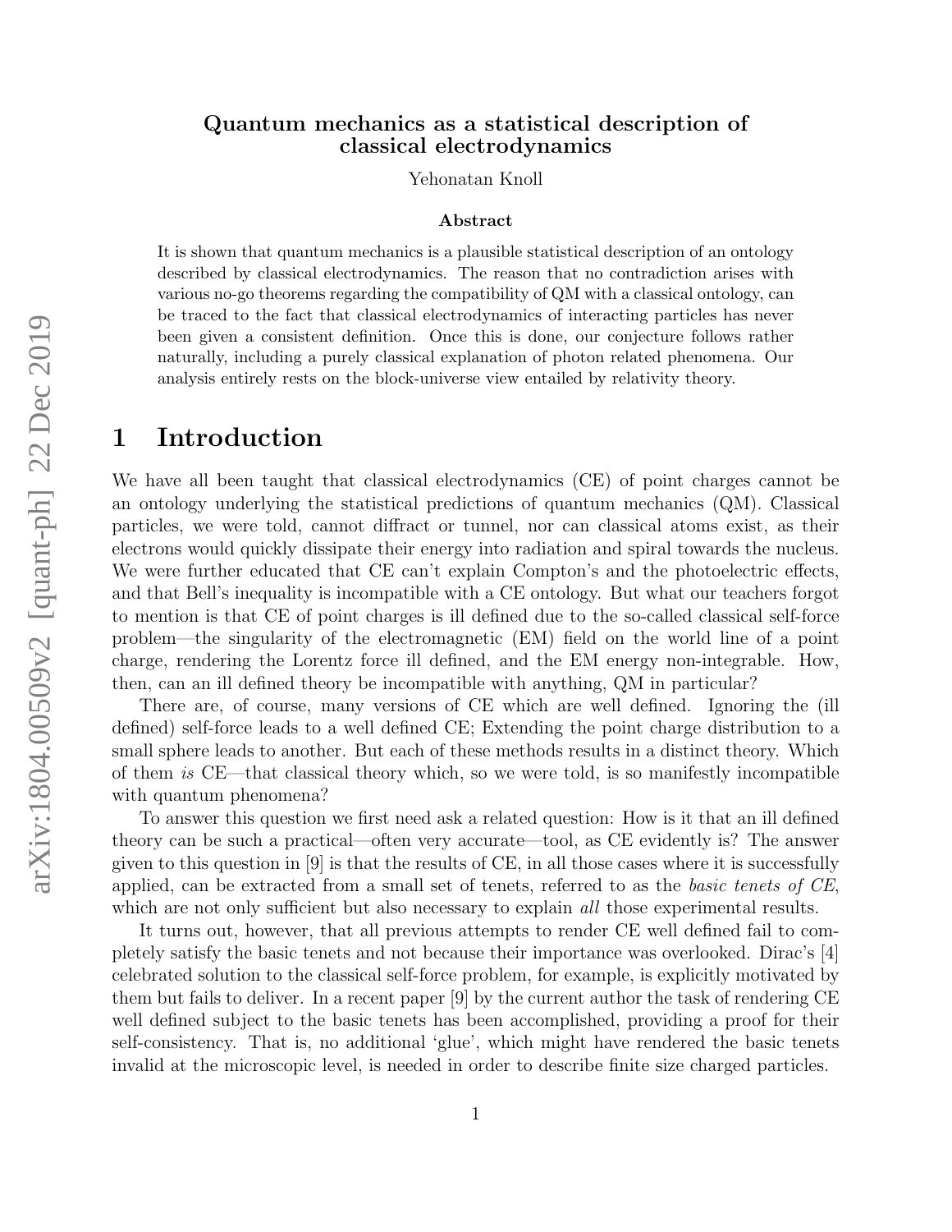# Quantum mechanics as a statistical description of classical electrodynamics

Yehonatan Knoll

### Abstract

It is shown that quantum mechanics is a plausible statistical description of an ontology described by classical electrodynamics. The reason that no contradiction arises with various no-go theorems regarding the compatibility of QM with a classical ontology, can be traced to the fact that classical electrodynamics of interacting particles has never been given a consistent definition. Once this is done, our conjecture follows rather naturally, including a purely classical explanation of photon related phenomena. Our analysis entirely rests on the block-universe view entailed by relativity theory.

## 1 Introduction

We have all been taught that classical electrodynamics (CE) of point charges cannot be an ontology underlying the statistical predictions of quantum mechanics (QM). Classical particles, we were told, cannot diffract or tunnel, nor can classical atoms exist, as their electrons would quickly dissipate their energy into radiation and spiral towards the nucleus. We were further educated that CE can't explain Compton's and the photoelectric effects, and that Bell's inequality is incompatible with a CE ontology. But what our teachers forgot to mention is that CE of point charges is ill defined due to the so-called classical self-force problem—the singularity of the electromagnetic (EM) field on the world line of a point charge, rendering the Lorentz force ill defined, and the EM energy non-integrable. How, then, can an ill defined theory be incompatible with anything, QM in particular?

There are, of course, many versions of CE which are well defined. Ignoring the (ill defined) self-force leads to a well defined CE; Extending the point charge distribution to a small sphere leads to another. But each of these methods results in a distinct theory. Which of them *is* CE—that classical theory which, so we were told, is so manifestly incompatible with quantum phenomena?

To answer this question we first need ask a related question: How is it that an ill defined theory can be such a practical—often very accurate—tool, as CE evidently is? The answer given to this question in [9] is that the results of CE, in all those cases where it is successfully applied, can be extracted from a small set of tenets, referred to as the *basic tenets of CE*, which are not only sufficient but also necessary to explain *all* those experimental results.

It turns out, however, that all previous attempts to render CE well defined fail to completely satisfy the basic tenets and not because their importance was overlooked. Dirac's [4] celebrated solution to the classical self-force problem, for example, is explicitly motivated by them but fails to deliver. In a recent paper [9] by the current author the task of rendering CE well defined subject to the basic tenets has been accomplished, providing a proof for their self-consistency. That is, no additional 'glue', which might have rendered the basic tenets invalid at the microscopic level, is needed in order to describe finite size charged particles.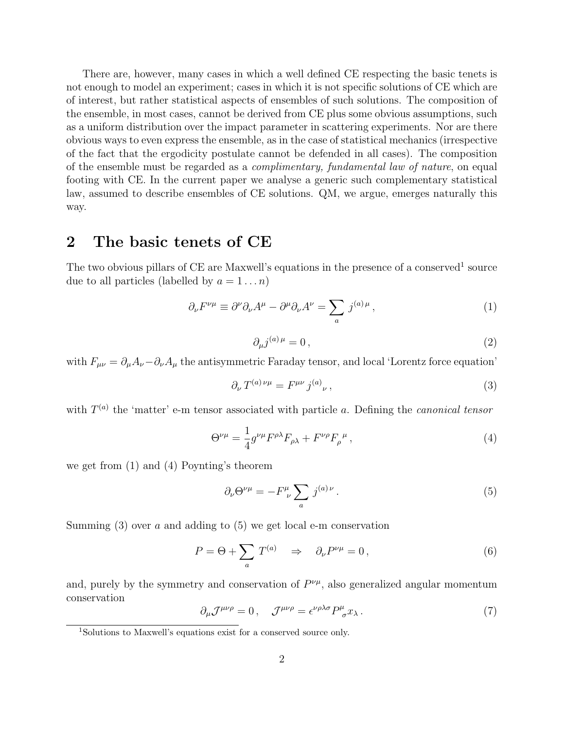There are, however, many cases in which a well defined CE respecting the basic tenets is not enough to model an experiment; cases in which it is not specific solutions of CE which are of interest, but rather statistical aspects of ensembles of such solutions. The composition of the ensemble, in most cases, cannot be derived from CE plus some obvious assumptions, such as a uniform distribution over the impact parameter in scattering experiments. Nor are there obvious ways to even express the ensemble, as in the case of statistical mechanics (irrespective of the fact that the ergodicity postulate cannot be defended in all cases). The composition of the ensemble must be regarded as a *complimentary, fundamental law of nature*, on equal footing with CE. In the current paper we analyse a generic such complementary statistical law, assumed to describe ensembles of CE solutions. QM, we argue, emerges naturally this way.

## 2 The basic tenets of CE

The two obvious pillars of CE are Maxwell's equations in the presence of a conserved[1] source due to all particles (labelled by $a = 1 \dots n$)

$$\partial_\nu F^{\nu\mu} \equiv \partial^\nu \partial_\nu A^\mu - \partial^\mu \partial_\nu A^\nu = \sum_a j^{(a)\,\mu} \,, \tag{1}$$

$$\partial_\mu j^{(a)\,\mu} = 0 \,, \tag{2}$$

with $F_{\mu\nu} = \partial_\mu A_\nu - \partial_\nu A_\mu$ the antisymmetric Faraday tensor, and local 'Lorentz force equation'

$$\partial_\nu \, T^{(a)\,\nu\mu} = F^{\mu\nu} \, j^{(a)}{}_\nu \,, \tag{3}$$

with $T^{(a)}$ the 'matter' e-m tensor associated with particle $a$. Defining the *canonical tensor*

$$\Theta^{\nu\mu} = \frac{1}{4} g^{\nu\mu} F^{\rho\lambda} F_{\rho\lambda} + F^{\nu\rho} F_\rho{}^\mu \,, \tag{4}$$

we get from (1) and (4) Poynting's theorem

$$\partial_\nu \Theta^{\nu\mu} = -F^\mu_{\ \nu} \sum_a j^{(a)\,\nu} \,. \tag{5}$$

Summing (3) over $a$ and adding to (5) we get local e-m conservation

$$P = \Theta + \sum_a T^{(a)} \quad \Rightarrow \quad \partial_\nu P^{\nu\mu} = 0 \,, \tag{6}$$

and, purely by the symmetry and conservation of $P^{\nu\mu}$, also generalized angular momentum conservation

$$\partial_\mu \mathcal{J}^{\mu\nu\rho} = 0 \,, \quad \mathcal{J}^{\mu\nu\rho} = \epsilon^{\nu\rho\lambda\sigma} P^\mu_{\ \sigma} x_\lambda \,. \tag{7}$$

[1] Solutions to Maxwell's equations exist for a conserved source only.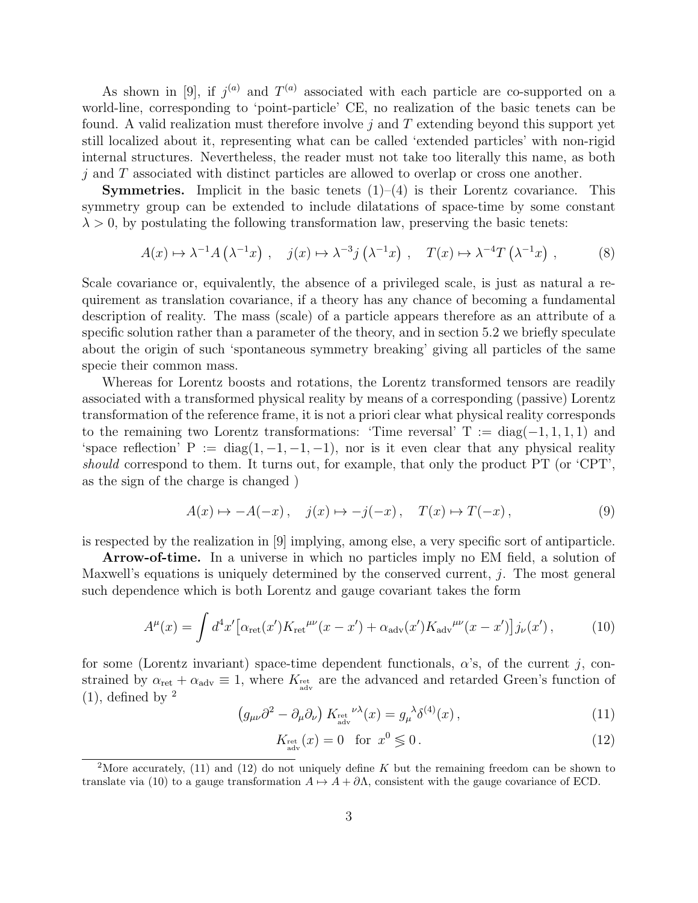As shown in [9], if $j^{(a)}$ and $T^{(a)}$ associated with each particle are co-supported on a world-line, corresponding to 'point-particle' CE, no realization of the basic tenets can be found. A valid realization must therefore involve $j$ and $T$ extending beyond this support yet still localized about it, representing what can be called 'extended particles' with non-rigid internal structures. Nevertheless, the reader must not take too literally this name, as both $j$ and $T$ associated with distinct particles are allowed to overlap or cross one another.

**Symmetries.** Implicit in the basic tenets (1)–(4) is their Lorentz covariance. This symmetry group can be extended to include dilatations of space-time by some constant $\lambda > 0$, by postulating the following transformation law, preserving the basic tenets:

$$A(x) \mapsto \lambda^{-1} A\left(\lambda^{-1} x\right) , \quad j(x) \mapsto \lambda^{-3} j\left(\lambda^{-1} x\right) , \quad T(x) \mapsto \lambda^{-4} T\left(\lambda^{-1} x\right) , \tag{8}$$

Scale covariance or, equivalently, the absence of a privileged scale, is just as natural a requirement as translation covariance, if a theory has any chance of becoming a fundamental description of reality. The mass (scale) of a particle appears therefore as an attribute of a specific solution rather than a parameter of the theory, and in section 5.2 we briefly speculate about the origin of such 'spontaneous symmetry breaking' giving all particles of the same specie their common mass.

Whereas for Lorentz boosts and rotations, the Lorentz transformed tensors are readily associated with a transformed physical reality by means of a corresponding (passive) Lorentz transformation of the reference frame, it is not a priori clear what physical reality corresponds to the remaining two Lorentz transformations: 'Time reversal' $\mathrm{T} := \mathrm{diag}(-1, 1, 1, 1)$ and 'space reflection' $\mathrm{P} := \mathrm{diag}(1, -1, -1, -1)$, nor is it even clear that any physical reality *should* correspond to them. It turns out, for example, that only the product PT (or 'CPT', as the sign of the charge is changed )

$$A(x) \mapsto -A(-x) , \quad j(x) \mapsto -j(-x) , \quad T(x) \mapsto T(-x) , \tag{9}$$

is respected by the realization in [9] implying, among else, a very specific sort of antiparticle.

**Arrow-of-time.** In a universe in which no particles imply no EM field, a solution of Maxwell's equations is uniquely determined by the conserved current, $j$. The most general such dependence which is both Lorentz and gauge covariant takes the form

$$A^\mu(x) = \int d^4x' \left[ \alpha_{\mathrm{ret}}(x') K_{\mathrm{ret}}{}^{\mu\nu}(x - x') + \alpha_{\mathrm{adv}}(x') K_{\mathrm{adv}}{}^{\mu\nu}(x - x') \right] j_\nu(x') , \tag{10}$$

for some (Lorentz invariant) space-time dependent functionals, $\alpha$'s, of the current $j$, constrained by $\alpha_{\mathrm{ret}} + \alpha_{\mathrm{adv}} \equiv 1$, where $K_{\substack{\mathrm{ret}\\ \mathrm{adv}}}$ are the advanced and retarded Green's function of (1), defined by [2]

$$\left( g_{\mu\nu} \partial^2 - \partial_\mu \partial_\nu \right) K_{\substack{\mathrm{ret}\\ \mathrm{adv}}}{}^{\nu\lambda}(x) = g_\mu{}^\lambda \delta^{(4)}(x) , \tag{11}$$

$$K_{\substack{\mathrm{ret}\\ \mathrm{adv}}}(x) = 0 \quad \text{for} \ \ x^0 \lessgtr 0 . \tag{12}$$

[2] More accurately, (11) and (12) do not uniquely define $K$ but the remaining freedom can be shown to translate via (10) to a gauge transformation $A \mapsto A + \partial\Lambda$, consistent with the gauge covariance of ECD.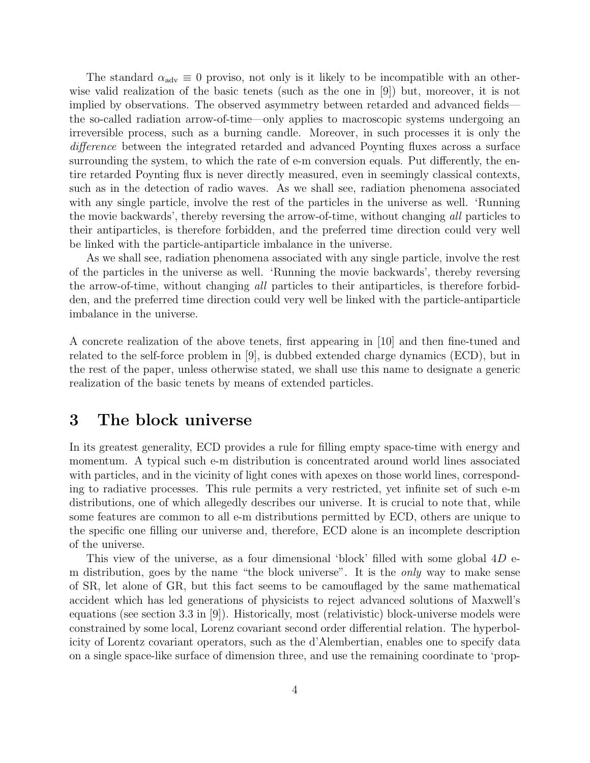The standard $\alpha_{\text{adv}} \equiv 0$ proviso, not only is it likely to be incompatible with an otherwise valid realization of the basic tenets (such as the one in [9]) but, moreover, it is not implied by observations. The observed asymmetry between retarded and advanced fields—the so-called radiation arrow-of-time—only applies to macroscopic systems undergoing an irreversible process, such as a burning candle. Moreover, in such processes it is only the *difference* between the integrated retarded and advanced Poynting fluxes across a surface surrounding the system, to which the rate of e-m conversion equals. Put differently, the entire retarded Poynting flux is never directly measured, even in seemingly classical contexts, such as in the detection of radio waves. As we shall see, radiation phenomena associated with any single particle, involve the rest of the particles in the universe as well. 'Running the movie backwards', thereby reversing the arrow-of-time, without changing *all* particles to their antiparticles, is therefore forbidden, and the preferred time direction could very well be linked with the particle-antiparticle imbalance in the universe.

As we shall see, radiation phenomena associated with any single particle, involve the rest of the particles in the universe as well. 'Running the movie backwards', thereby reversing the arrow-of-time, without changing *all* particles to their antiparticles, is therefore forbidden, and the preferred time direction could very well be linked with the particle-antiparticle imbalance in the universe.

A concrete realization of the above tenets, first appearing in [10] and then fine-tuned and related to the self-force problem in [9], is dubbed extended charge dynamics (ECD), but in the rest of the paper, unless otherwise stated, we shall use this name to designate a generic realization of the basic tenets by means of extended particles.

# 3 The block universe

In its greatest generality, ECD provides a rule for filling empty space-time with energy and momentum. A typical such e-m distribution is concentrated around world lines associated with particles, and in the vicinity of light cones with apexes on those world lines, corresponding to radiative processes. This rule permits a very restricted, yet infinite set of such e-m distributions, one of which allegedly describes our universe. It is crucial to note that, while some features are common to all e-m distributions permitted by ECD, others are unique to the specific one filling our universe and, therefore, ECD alone is an incomplete description of the universe.

This view of the universe, as a four dimensional 'block' filled with some global $4D$ e-m distribution, goes by the name "the block universe". It is the *only* way to make sense of SR, let alone of GR, but this fact seems to be camouflaged by the same mathematical accident which has led generations of physicists to reject advanced solutions of Maxwell's equations (see section 3.3 in [9]). Historically, most (relativistic) block-universe models were constrained by some local, Lorenz covariant second order differential relation. The hyperbolicity of Lorentz covariant operators, such as the d'Alembertian, enables one to specify data on a single space-like surface of dimension three, and use the remaining coordinate to 'prop-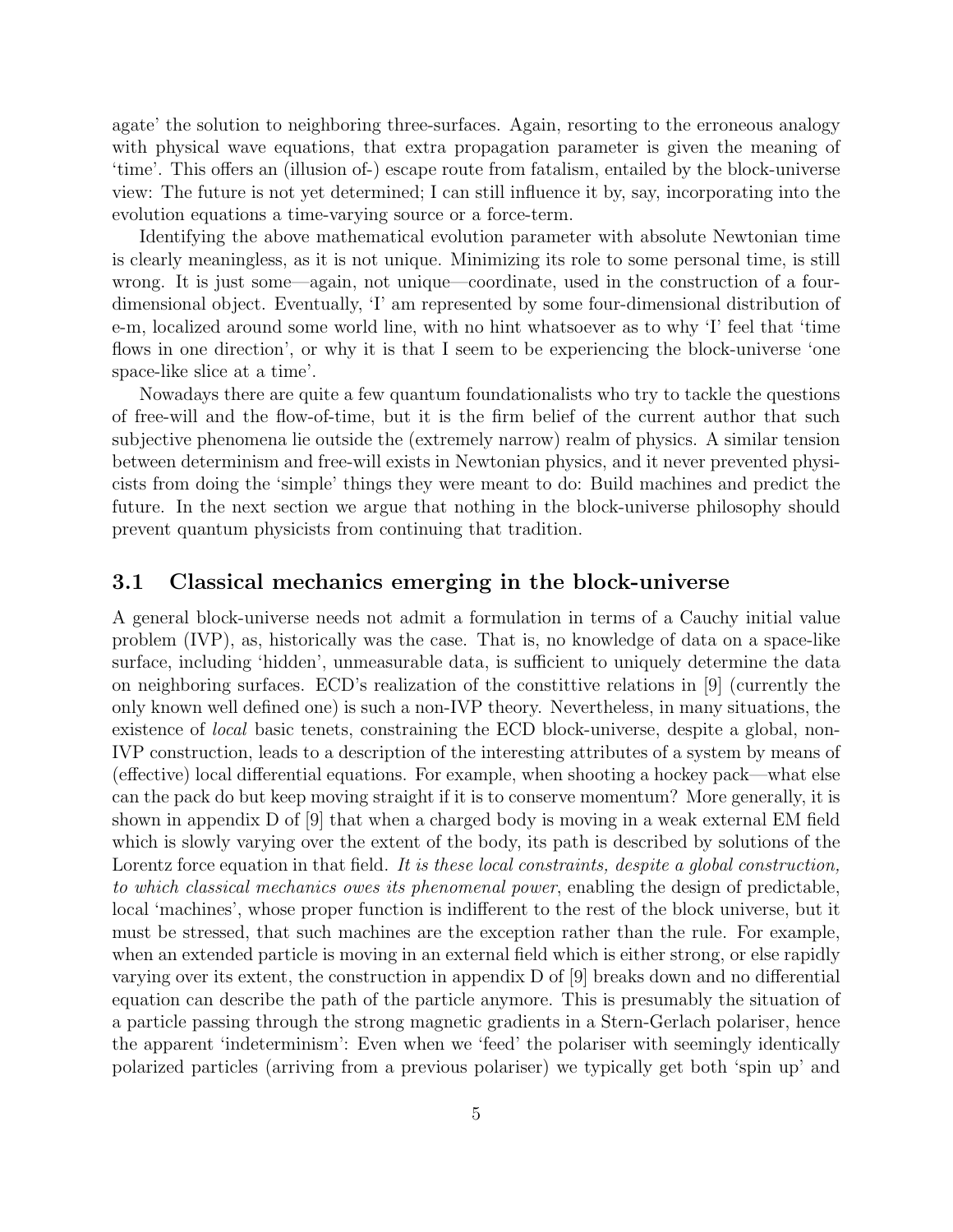agate' the solution to neighboring three-surfaces. Again, resorting to the erroneous analogy with physical wave equations, that extra propagation parameter is given the meaning of 'time'. This offers an (illusion of-) escape route from fatalism, entailed by the block-universe view: The future is not yet determined; I can still influence it by, say, incorporating into the evolution equations a time-varying source or a force-term.

Identifying the above mathematical evolution parameter with absolute Newtonian time is clearly meaningless, as it is not unique. Minimizing its role to some personal time, is still wrong. It is just some—again, not unique—coordinate, used in the construction of a four-dimensional object. Eventually, 'I' am represented by some four-dimensional distribution of e-m, localized around some world line, with no hint whatsoever as to why 'I' feel that 'time flows in one direction', or why it is that I seem to be experiencing the block-universe 'one space-like slice at a time'.

Nowadays there are quite a few quantum foundationalists who try to tackle the questions of free-will and the flow-of-time, but it is the firm belief of the current author that such subjective phenomena lie outside the (extremely narrow) realm of physics. A similar tension between determinism and free-will exists in Newtonian physics, and it never prevented physicists from doing the 'simple' things they were meant to do: Build machines and predict the future. In the next section we argue that nothing in the block-universe philosophy should prevent quantum physicists from continuing that tradition.

### 3.1 Classical mechanics emerging in the block-universe

A general block-universe needs not admit a formulation in terms of a Cauchy initial value problem (IVP), as, historically was the case. That is, no knowledge of data on a space-like surface, including 'hidden', unmeasurable data, is sufficient to uniquely determine the data on neighboring surfaces. ECD's realization of the constittive relations in [9] (currently the only known well defined one) is such a non-IVP theory. Nevertheless, in many situations, the existence of *local* basic tenets, constraining the ECD block-universe, despite a global, non-IVP construction, leads to a description of the interesting attributes of a system by means of (effective) local differential equations. For example, when shooting a hockey pack—what else can the pack do but keep moving straight if it is to conserve momentum? More generally, it is shown in appendix D of [9] that when a charged body is moving in a weak external EM field which is slowly varying over the extent of the body, its path is described by solutions of the Lorentz force equation in that field. *It is these local constraints, despite a global construction, to which classical mechanics owes its phenomenal power*, enabling the design of predictable, local 'machines', whose proper function is indifferent to the rest of the block universe, but it must be stressed, that such machines are the exception rather than the rule. For example, when an extended particle is moving in an external field which is either strong, or else rapidly varying over its extent, the construction in appendix D of [9] breaks down and no differential equation can describe the path of the particle anymore. This is presumably the situation of a particle passing through the strong magnetic gradients in a Stern-Gerlach polariser, hence the apparent 'indeterminism': Even when we 'feed' the polariser with seemingly identically polarized particles (arriving from a previous polariser) we typically get both 'spin up' and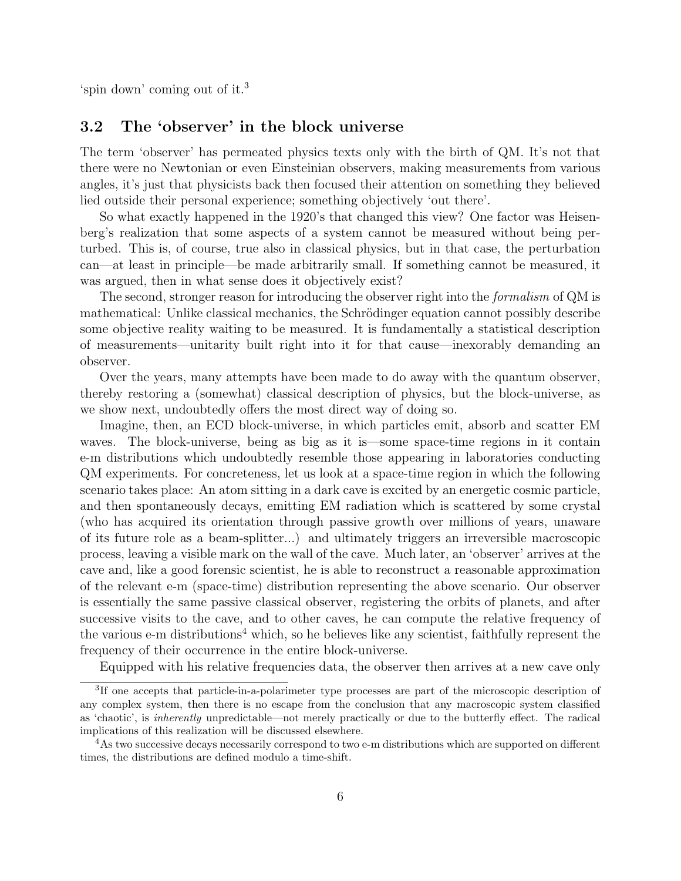'spin down' coming out of it.[3]

### 3.2 The 'observer' in the block universe

The term 'observer' has permeated physics texts only with the birth of QM. It's not that there were no Newtonian or even Einsteinian observers, making measurements from various angles, it's just that physicists back then focused their attention on something they believed lied outside their personal experience; something objectively 'out there'.

So what exactly happened in the 1920's that changed this view? One factor was Heisenberg's realization that some aspects of a system cannot be measured without being perturbed. This is, of course, true also in classical physics, but in that case, the perturbation can—at least in principle—be made arbitrarily small. If something cannot be measured, it was argued, then in what sense does it objectively exist?

The second, stronger reason for introducing the observer right into the *formalism* of QM is mathematical: Unlike classical mechanics, the Schrödinger equation cannot possibly describe some objective reality waiting to be measured. It is fundamentally a statistical description of measurements—unitarity built right into it for that cause—inexorably demanding an observer.

Over the years, many attempts have been made to do away with the quantum observer, thereby restoring a (somewhat) classical description of physics, but the block-universe, as we show next, undoubtedly offers the most direct way of doing so.

Imagine, then, an ECD block-universe, in which particles emit, absorb and scatter EM waves. The block-universe, being as big as it is—some space-time regions in it contain e-m distributions which undoubtedly resemble those appearing in laboratories conducting QM experiments. For concreteness, let us look at a space-time region in which the following scenario takes place: An atom sitting in a dark cave is excited by an energetic cosmic particle, and then spontaneously decays, emitting EM radiation which is scattered by some crystal (who has acquired its orientation through passive growth over millions of years, unaware of its future role as a beam-splitter...) and ultimately triggers an irreversible macroscopic process, leaving a visible mark on the wall of the cave. Much later, an 'observer' arrives at the cave and, like a good forensic scientist, he is able to reconstruct a reasonable approximation of the relevant e-m (space-time) distribution representing the above scenario. Our observer is essentially the same passive classical observer, registering the orbits of planets, and after successive visits to the cave, and to other caves, he can compute the relative frequency of the various e-m distributions[4] which, so he believes like any scientist, faithfully represent the frequency of their occurrence in the entire block-universe.

Equipped with his relative frequencies data, the observer then arrives at a new cave only

[3] If one accepts that particle-in-a-polarimeter type processes are part of the microscopic description of any complex system, then there is no escape from the conclusion that any macroscopic system classified as 'chaotic', is *inherently* unpredictable—not merely practically or due to the butterfly effect. The radical implications of this realization will be discussed elsewhere.

[4] As two successive decays necessarily correspond to two e-m distributions which are supported on different times, the distributions are defined modulo a time-shift.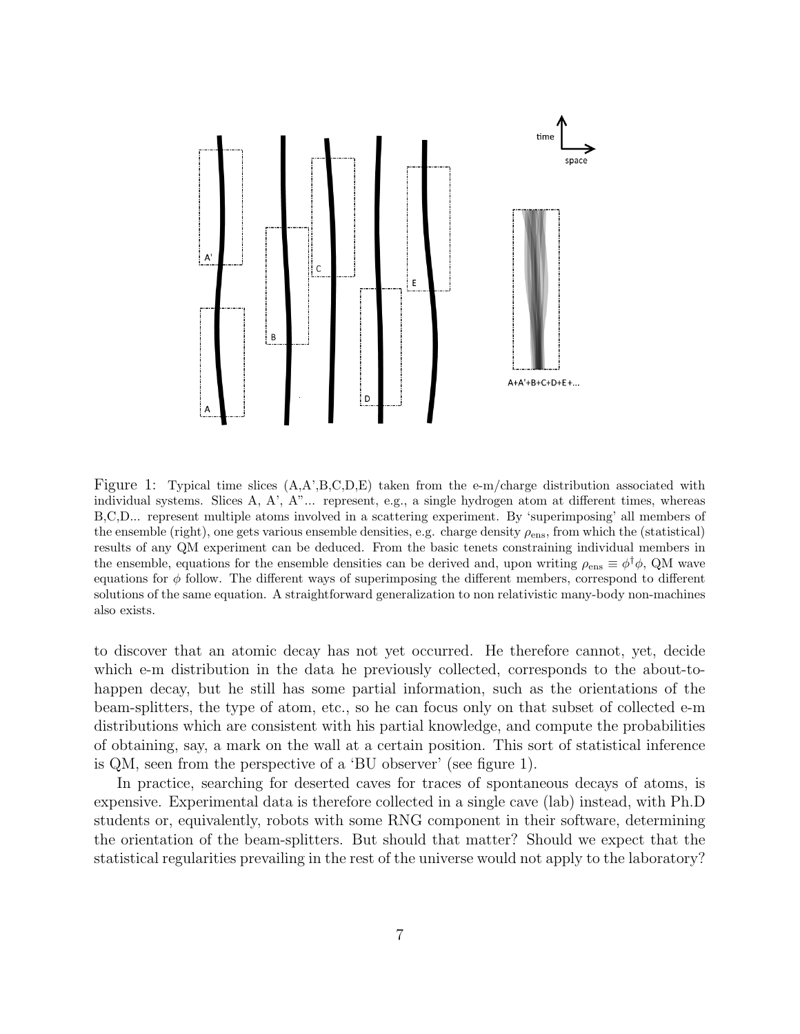Figure 1: Typical time slices (A,A',B,C,D,E) taken from the e-m/charge distribution associated with individual systems. Slices A, A', A"... represent, e.g., a single hydrogen atom at different times, whereas B,C,D... represent multiple atoms involved in a scattering experiment. By 'superimposing' all members of the ensemble (right), one gets various ensemble densities, e.g. charge density $\rho_{\text{ens}}$, from which the (statistical) results of any QM experiment can be deduced. From the basic tenets constraining individual members in the ensemble, equations for the ensemble densities can be derived and, upon writing $\rho_{\text{ens}} \equiv \phi^{\dagger}\phi$, QM wave equations for $\phi$ follow. The different ways of superimposing the different members, correspond to different solutions of the same equation. A straightforward generalization to non relativistic many-body non-machines also exists.

to discover that an atomic decay has not yet occurred. He therefore cannot, yet, decide which e-m distribution in the data he previously collected, corresponds to the about-to-happen decay, but he still has some partial information, such as the orientations of the beam-splitters, the type of atom, etc., so he can focus only on that subset of collected e-m distributions which are consistent with his partial knowledge, and compute the probabilities of obtaining, say, a mark on the wall at a certain position. This sort of statistical inference is QM, seen from the perspective of a 'BU observer' (see figure 1).

In practice, searching for deserted caves for traces of spontaneous decays of atoms, is expensive. Experimental data is therefore collected in a single cave (lab) instead, with Ph.D students or, equivalently, robots with some RNG component in their software, determining the orientation of the beam-splitters. But should that matter? Should we expect that the statistical regularities prevailing in the rest of the universe would not apply to the laboratory?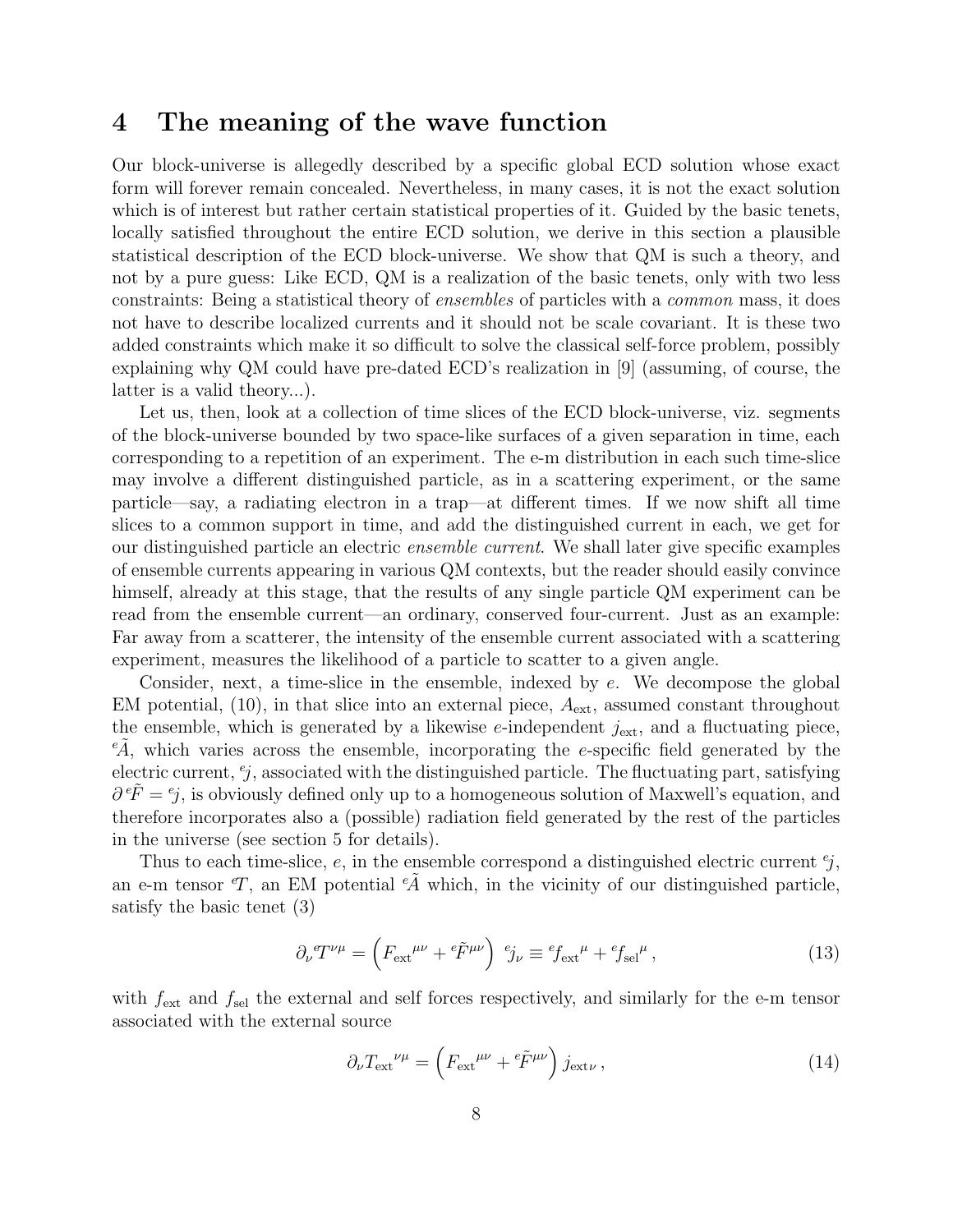# 4 The meaning of the wave function

Our block-universe is allegedly described by a specific global ECD solution whose exact form will forever remain concealed. Nevertheless, in many cases, it is not the exact solution which is of interest but rather certain statistical properties of it. Guided by the basic tenets, locally satisfied throughout the entire ECD solution, we derive in this section a plausible statistical description of the ECD block-universe. We show that QM is such a theory, and not by a pure guess: Like ECD, QM is a realization of the basic tenets, only with two less constraints: Being a statistical theory of *ensembles* of particles with a *common* mass, it does not have to describe localized currents and it should not be scale covariant. It is these two added constraints which make it so difficult to solve the classical self-force problem, possibly explaining why QM could have pre-dated ECD's realization in [9] (assuming, of course, the latter is a valid theory...).

Let us, then, look at a collection of time slices of the ECD block-universe, viz. segments of the block-universe bounded by two space-like surfaces of a given separation in time, each corresponding to a repetition of an experiment. The e-m distribution in each such time-slice may involve a different distinguished particle, as in a scattering experiment, or the same particle—say, a radiating electron in a trap—at different times. If we now shift all time slices to a common support in time, and add the distinguished current in each, we get for our distinguished particle an electric *ensemble current*. We shall later give specific examples of ensemble currents appearing in various QM contexts, but the reader should easily convince himself, already at this stage, that the results of any single particle QM experiment can be read from the ensemble current—an ordinary, conserved four-current. Just as an example: Far away from a scatterer, the intensity of the ensemble current associated with a scattering experiment, measures the likelihood of a particle to scatter to a given angle.

Consider, next, a time-slice in the ensemble, indexed by $e$. We decompose the global EM potential, (10), in that slice into an external piece, $A_{\text{ext}}$, assumed constant throughout the ensemble, which is generated by a likewise $e$-independent $j_{\text{ext}}$, and a fluctuating piece, ${}^{e}\!\tilde{A}$, which varies across the ensemble, incorporating the $e$-specific field generated by the electric current, ${}^{e}\!j$, associated with the distinguished particle. The fluctuating part, satisfying $\partial\, {}^{e}\!\tilde{F} = {}^{e}\!j$, is obviously defined only up to a homogeneous solution of Maxwell's equation, and therefore incorporates also a (possible) radiation field generated by the rest of the particles in the universe (see section 5 for details).

Thus to each time-slice, $e$, in the ensemble correspond a distinguished electric current ${}^{e}\!j$, an e-m tensor ${}^{e}T$, an EM potential ${}^{e}\!\tilde{A}$ which, in the vicinity of our distinguished particle, satisfy the basic tenet (3)

$$\partial_\nu {}^{e}T^{\nu\mu} = \left( {F_{\text{ext}}}^{\mu\nu} + {}^{e}\!\tilde{F}^{\mu\nu} \right)\ {}^{e}\!j_\nu \equiv {}^{e}\!{f_{\text{ext}}}^{\mu} + {}^{e}\!{f_{\text{sel}}}^{\mu}\,, \tag{13}$$

with $f_{\text{ext}}$ and $f_{\text{sel}}$ the external and self forces respectively, and similarly for the e-m tensor associated with the external source

$$\partial_\nu {T_{\text{ext}}}^{\nu\mu} = \left( {F_{\text{ext}}}^{\mu\nu} + {}^{e}\!\tilde{F}^{\mu\nu} \right) j_{\text{ext}\,\nu}\,, \tag{14}$$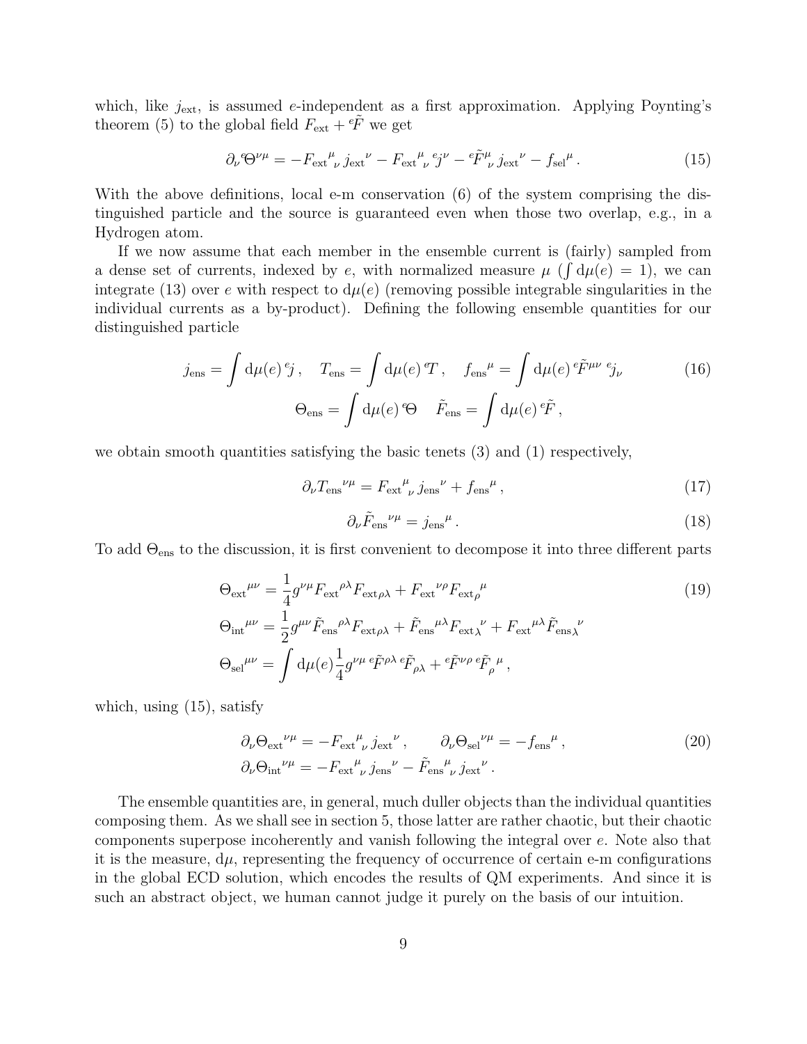which, like $j_{\text{ext}}$, is assumed $e$-independent as a first approximation. Applying Poynting's theorem (5) to the global field $F_{\text{ext}} + {}^e\!\tilde{F}$ we get

$$\partial_\nu {}^e\Theta^{\nu\mu} = -F_{\text{ext}}{}^{\mu}{}_{\nu}\, j_{\text{ext}}{}^{\nu} - F_{\text{ext}}{}^{\mu}{}_{\nu}\, {}^e\!j^{\nu} - {}^e\!\tilde{F}^{\mu}{}_{\nu}\, j_{\text{ext}}{}^{\nu} - f_{\text{sel}}{}^{\mu}\,. \tag{15}$$

With the above definitions, local e-m conservation (6) of the system comprising the distinguished particle and the source is guaranteed even when those two overlap, e.g., in a Hydrogen atom.

If we now assume that each member in the ensemble current is (fairly) sampled from a dense set of currents, indexed by $e$, with normalized measure $\mu$ ($\int \mathrm{d}\mu(e) = 1$), we can integrate (13) over $e$ with respect to $\mathrm{d}\mu(e)$ (removing possible integrable singularities in the individual currents as a by-product). Defining the following ensemble quantities for our distinguished particle

$$j_{\text{ens}} = \int \mathrm{d}\mu(e)\, {}^e\!j\,, \quad T_{\text{ens}} = \int \mathrm{d}\mu(e)\, {}^e T\,, \quad f_{\text{ens}}{}^{\mu} = \int \mathrm{d}\mu(e)\, {}^e\!\tilde{F}^{\mu\nu}\, {}^e\!j_{\nu} \tag{16}$$
$$\Theta_{\text{ens}} = \int \mathrm{d}\mu(e)\, {}^e\Theta \quad \tilde{F}_{\text{ens}} = \int \mathrm{d}\mu(e)\, {}^e\!\tilde{F}\,,$$

we obtain smooth quantities satisfying the basic tenets (3) and (1) respectively,

$$\partial_\nu T_{\text{ens}}{}^{\nu\mu} = F_{\text{ext}}{}^{\mu}{}_{\nu}\, j_{\text{ens}}{}^{\nu} + f_{\text{ens}}{}^{\mu}\,, \tag{17}$$

$$\partial_\nu \tilde{F}_{\text{ens}}{}^{\nu\mu} = j_{\text{ens}}{}^{\mu}\,. \tag{18}$$

To add $\Theta_{\text{ens}}$ to the discussion, it is first convenient to decompose it into three different parts

$$\Theta_{\text{ext}}{}^{\mu\nu} = \frac{1}{4} g^{\nu\mu} F_{\text{ext}}{}^{\rho\lambda} F_{\text{ext}\,\rho\lambda} + F_{\text{ext}}{}^{\nu\rho} F_{\text{ext}\,\rho}{}^{\mu} \tag{19}$$
$$\Theta_{\text{int}}{}^{\mu\nu} = \frac{1}{2} g^{\mu\nu} \tilde{F}_{\text{ens}}{}^{\rho\lambda} F_{\text{ext}\,\rho\lambda} + \tilde{F}_{\text{ens}}{}^{\mu\lambda} F_{\text{ext}\,\lambda}{}^{\nu} + F_{\text{ext}}{}^{\mu\lambda} \tilde{F}_{\text{ens}\,\lambda}{}^{\nu}$$
$$\Theta_{\text{sel}}{}^{\mu\nu} = \int \mathrm{d}\mu(e) \frac{1}{4} g^{\nu\mu}\, {}^e\!\tilde{F}^{\rho\lambda}\, {}^e\!\tilde{F}_{\rho\lambda} + {}^e\!\tilde{F}^{\nu\rho}\, {}^e\!\tilde{F}_{\rho}{}^{\mu}\,,$$

which, using (15), satisfy

$$\partial_\nu \Theta_{\text{ext}}{}^{\nu\mu} = -F_{\text{ext}}{}^{\mu}{}_{\nu}\, j_{\text{ext}}{}^{\nu}\,, \qquad \partial_\nu \Theta_{\text{sel}}{}^{\nu\mu} = -f_{\text{ens}}{}^{\mu}\,, \tag{20}$$
$$\partial_\nu \Theta_{\text{int}}{}^{\nu\mu} = -F_{\text{ext}}{}^{\mu}{}_{\nu}\, j_{\text{ens}}{}^{\nu} - \tilde{F}_{\text{ens}}{}^{\mu}{}_{\nu}\, j_{\text{ext}}{}^{\nu}\,.$$

The ensemble quantities are, in general, much duller objects than the individual quantities composing them. As we shall see in section 5, those latter are rather chaotic, but their chaotic components superpose incoherently and vanish following the integral over $e$. Note also that it is the measure, $\mathrm{d}\mu$, representing the frequency of occurrence of certain e-m configurations in the global ECD solution, which encodes the results of QM experiments. And since it is such an abstract object, we human cannot judge it purely on the basis of our intuition.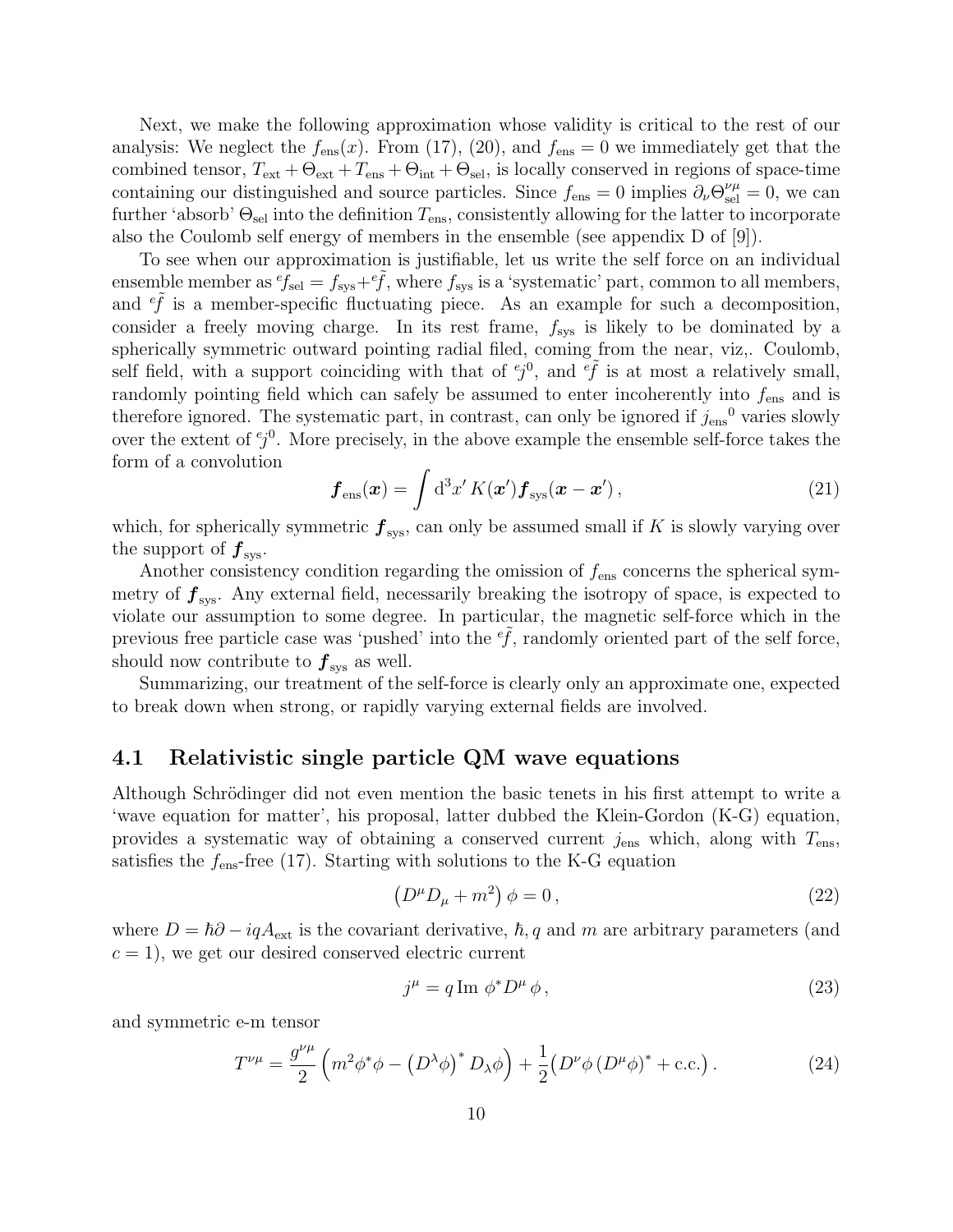Next, we make the following approximation whose validity is critical to the rest of our analysis: We neglect the $f_{\rm ens}(x)$. From (17), (20), and $f_{\rm ens} = 0$ we immediately get that the combined tensor, $T_{\rm ext} + \Theta_{\rm ext} + T_{\rm ens} + \Theta_{\rm int} + \Theta_{\rm sel}$, is locally conserved in regions of space-time containing our distinguished and source particles. Since $f_{\rm ens} = 0$ implies $\partial_\nu \Theta_{\rm sel}^{\nu\mu} = 0$, we can further 'absorb' $\Theta_{\rm sel}$ into the definition $T_{\rm ens}$, consistently allowing for the latter to incorporate also the Coulomb self energy of members in the ensemble (see appendix D of [9]).

To see when our approximation is justifiable, let us write the self force on an individual ensemble member as ${}^e\!f_{\rm sel} = f_{\rm sys} + {}^e\!\tilde{f}$, where $f_{\rm sys}$ is a 'systematic' part, common to all members, and ${}^e\!\tilde{f}$ is a member-specific fluctuating piece. As an example for such a decomposition, consider a freely moving charge. In its rest frame, $f_{\rm sys}$ is likely to be dominated by a spherically symmetric outward pointing radial filed, coming from the near, viz,. Coulomb, self field, with a support coinciding with that of ${}^e\!j^0$, and ${}^e\!\tilde{f}$ is at most a relatively small, randomly pointing field which can safely be assumed to enter incoherently into $f_{\rm ens}$ and is therefore ignored. The systematic part, in contrast, can only be ignored if ${j_{\rm ens}}^0$ varies slowly over the extent of ${}^e\!j^0$. More precisely, in the above example the ensemble self-force takes the form of a convolution

$$\boldsymbol{f}_{\rm ens}(\boldsymbol{x}) = \int {\rm d}^3x'\, K(\boldsymbol{x}')\boldsymbol{f}_{\rm sys}(\boldsymbol{x} - \boldsymbol{x}')\,, \tag{21}$$

which, for spherically symmetric $\boldsymbol{f}_{\rm sys}$, can only be assumed small if $K$ is slowly varying over the support of $\boldsymbol{f}_{\rm sys}$.

Another consistency condition regarding the omission of $f_{\rm ens}$ concerns the spherical symmetry of $\boldsymbol{f}_{\rm sys}$. Any external field, necessarily breaking the isotropy of space, is expected to violate our assumption to some degree. In particular, the magnetic self-force which in the previous free particle case was 'pushed' into the ${}^e\!\tilde{f}$, randomly oriented part of the self force, should now contribute to $\boldsymbol{f}_{\rm sys}$ as well.

Summarizing, our treatment of the self-force is clearly only an approximate one, expected to break down when strong, or rapidly varying external fields are involved.

## 4.1 Relativistic single particle QM wave equations

Although Schrödinger did not even mention the basic tenets in his first attempt to write a 'wave equation for matter', his proposal, latter dubbed the Klein-Gordon (K-G) equation, provides a systematic way of obtaining a conserved current $j_{\rm ens}$ which, along with $T_{\rm ens}$, satisfies the $f_{\rm ens}$-free (17). Starting with solutions to the K-G equation

$$\left(D^\mu D_\mu + m^2\right)\phi = 0\,, \tag{22}$$

where $D = \hbar\partial - iqA_{\rm ext}$ is the covariant derivative, $\hbar, q$ and $m$ are arbitrary parameters (and $c = 1$), we get our desired conserved electric current

$$j^\mu = q\,{\rm Im}\;\phi^* D^\mu\,\phi\,, \tag{23}$$

and symmetric e-m tensor

$$T^{\nu\mu} = \frac{g^{\nu\mu}}{2}\left(m^2\phi^*\phi - \left(D^\lambda\phi\right)^* D_\lambda\phi\right) + \frac{1}{2}\big(D^\nu\phi\left(D^\mu\phi\right)^* + {\rm c.c.}\big)\,. \tag{24}$$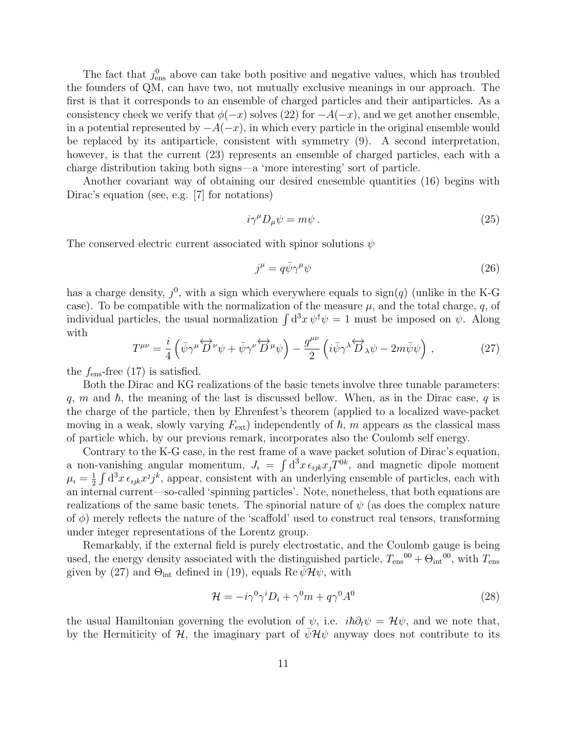The fact that $j^0_{\rm ens}$ above can take both positive and negative values, which has troubled the founders of QM, can have two, not mutually exclusive meanings in our approach. The first is that it corresponds to an ensemble of charged particles and their antiparticles. As a consistency check we verify that $\phi(-x)$ solves (22) for $-A(-x)$, and we get another ensemble, in a potential represented by $-A(-x)$, in which every particle in the original ensemble would be replaced by its antiparticle, consistent with symmetry (9). A second interpretation, however, is that the current (23) represents an ensemble of charged particles, each with a charge distribution taking both signs—a 'more interesting' sort of particle.

Another covariant way of obtaining our desired enesemble quantities (16) begins with Dirac's equation (see, e.g. [7] for notations)

$$i\gamma^\mu D_\mu \psi = m\psi \, . \tag{25}$$

The conserved electric current associated with spinor solutions $\psi$

$$j^\mu = q\bar{\psi}\gamma^\mu\psi \tag{26}$$

has a charge density, $j^0$, with a sign which everywhere equals to $\text{sign}(q)$ (unlike in the K-G case). To be compatible with the normalization of the measure $\mu$, and the total charge, $q$, of individual particles, the usual normalization $\int \mathrm{d}^3x\, \psi^\dagger\psi = 1$ must be imposed on $\psi$. Along with

$$T^{\mu\nu} = \frac{i}{4}\left(\bar{\psi}\gamma^\mu \overleftrightarrow{D}^\nu \psi + \bar{\psi}\gamma^\nu \overleftrightarrow{D}^\mu \psi\right) - \frac{g^{\mu\nu}}{2}\left(i\bar{\psi}\gamma^\lambda \overleftrightarrow{D}_\lambda \psi - 2m\bar{\psi}\psi\right) \, , \tag{27}$$

the $f_{\rm ens}$-free (17) is satisfied.

Both the Dirac and KG realizations of the basic tenets involve three tunable parameters: $q$, $m$ and $\hbar$, the meaning of the last is discussed bellow. When, as in the Dirac case, $q$ is the charge of the particle, then by Ehrenfest's theorem (applied to a localized wave-packet moving in a weak, slowly varying $F_{\rm ext}$) independently of $\hbar$, $m$ appears as the classical mass of particle which, by our previous remark, incorporates also the Coulomb self energy.

Contrary to the K-G case, in the rest frame of a wave packet solution of Dirac's equation, a non-vanishing angular momentum, $J_\imath = \int \mathrm{d}^3x\, \epsilon_{\imath\jmath k} x_\jmath T^{0k}$, and magnetic dipole moment $\mu_\imath = \frac{1}{2}\int \mathrm{d}^3x\, \epsilon_{\imath\jmath k} x^\jmath j^k$, appear, consistent with an underlying ensemble of particles, each with an internal current—so-called 'spinning particles'. Note, nonetheless, that both equations are realizations of the same basic tenets. The spinorial nature of $\psi$ (as does the complex nature of $\phi$) merely reflects the nature of the 'scaffold' used to construct real tensors, transforming under integer representations of the Lorentz group.

Remarkably, if the external field is purely electrostatic, and the Coulomb gauge is being used, the energy density associated with the distinguished particle, ${T_{\rm ens}}^{00} + {\Theta_{\rm int}}^{00}$, with $T_{\rm ens}$ given by (27) and $\Theta_{\rm int}$ defined in (19), equals $\mathrm{Re}\,\bar{\psi}\mathcal{H}\psi$, with

$$\mathcal{H} = -i\gamma^0\gamma^i D_i + \gamma^0 m + q\gamma^0 A^0 \tag{28}$$

the usual Hamiltonian governing the evolution of $\psi$, i.e. $i\hbar\partial_t\psi = \mathcal{H}\psi$, and we note that, by the Hermiticity of $\mathcal{H}$, the imaginary part of $\bar{\psi}\mathcal{H}\psi$ anyway does not contribute to its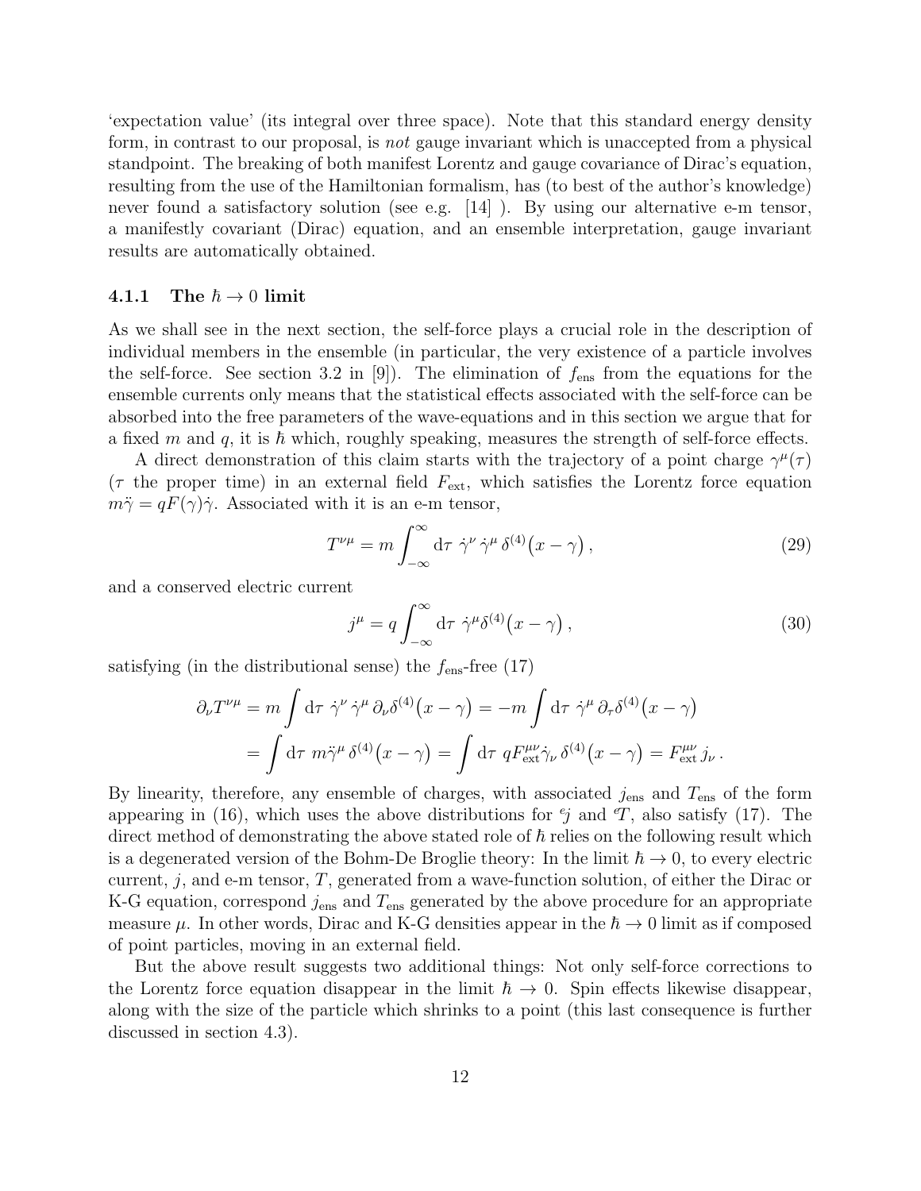'expectation value' (its integral over three space). Note that this standard energy density form, in contrast to our proposal, is *not* gauge invariant which is unaccepted from a physical standpoint. The breaking of both manifest Lorentz and gauge covariance of Dirac's equation, resulting from the use of the Hamiltonian formalism, has (to best of the author's knowledge) never found a satisfactory solution (see e.g. [14] ). By using our alternative e-m tensor, a manifestly covariant (Dirac) equation, and an ensemble interpretation, gauge invariant results are automatically obtained.

### 4.1.1 The $\hbar \to 0$ limit

As we shall see in the next section, the self-force plays a crucial role in the description of individual members in the ensemble (in particular, the very existence of a particle involves the self-force. See section 3.2 in [9]). The elimination of $f_{\text{ens}}$ from the equations for the ensemble currents only means that the statistical effects associated with the self-force can be absorbed into the free parameters of the wave-equations and in this section we argue that for a fixed $m$ and $q$, it is $\hbar$ which, roughly speaking, measures the strength of self-force effects.

A direct demonstration of this claim starts with the trajectory of a point charge $\gamma^\mu(\tau)$ ($\tau$ the proper time) in an external field $F_{\text{ext}}$, which satisfies the Lorentz force equation $m\ddot{\gamma} = qF(\gamma)\dot{\gamma}$. Associated with it is an e-m tensor,

$$T^{\nu\mu} = m\int_{-\infty}^{\infty} \mathrm{d}\tau\ \dot{\gamma}^\nu\,\dot{\gamma}^\mu\,\delta^{(4)}\big(x-\gamma\big)\,, \tag{29}$$

and a conserved electric current

$$j^\mu = q\int_{-\infty}^{\infty} \mathrm{d}\tau\ \dot{\gamma}^\mu \delta^{(4)}\big(x-\gamma\big)\,, \tag{30}$$

satisfying (in the distributional sense) the $f_{\text{ens}}$-free (17)

$$\begin{aligned}\partial_\nu T^{\nu\mu} &= m\int \mathrm{d}\tau\ \dot{\gamma}^\nu\,\dot{\gamma}^\mu\,\partial_\nu\delta^{(4)}\big(x-\gamma\big) = -m\int \mathrm{d}\tau\ \dot{\gamma}^\mu\,\partial_\tau\delta^{(4)}\big(x-\gamma\big)\\ &= \int \mathrm{d}\tau\ m\ddot{\gamma}^\mu\,\delta^{(4)}\big(x-\gamma\big) = \int \mathrm{d}\tau\ qF^{\mu\nu}_{\text{ext}}\dot{\gamma}_\nu\,\delta^{(4)}\big(x-\gamma\big) = F^{\mu\nu}_{\text{ext}}\,j_\nu\,.\end{aligned}$$

By linearity, therefore, any ensemble of charges, with associated $j_{\text{ens}}$ and $T_{\text{ens}}$ of the form appearing in (16), which uses the above distributions for ${}^{e}j$ and ${}^{e}T$, also satisfy (17). The direct method of demonstrating the above stated role of $\hbar$ relies on the following result which is a degenerated version of the Bohm-De Broglie theory: In the limit $\hbar \to 0$, to every electric current, $j$, and e-m tensor, $T$, generated from a wave-function solution, of either the Dirac or K-G equation, correspond $j_{\text{ens}}$ and $T_{\text{ens}}$ generated by the above procedure for an appropriate measure $\mu$. In other words, Dirac and K-G densities appear in the $\hbar \to 0$ limit as if composed of point particles, moving in an external field.

But the above result suggests two additional things: Not only self-force corrections to the Lorentz force equation disappear in the limit $\hbar \to 0$. Spin effects likewise disappear, along with the size of the particle which shrinks to a point (this last consequence is further discussed in section 4.3).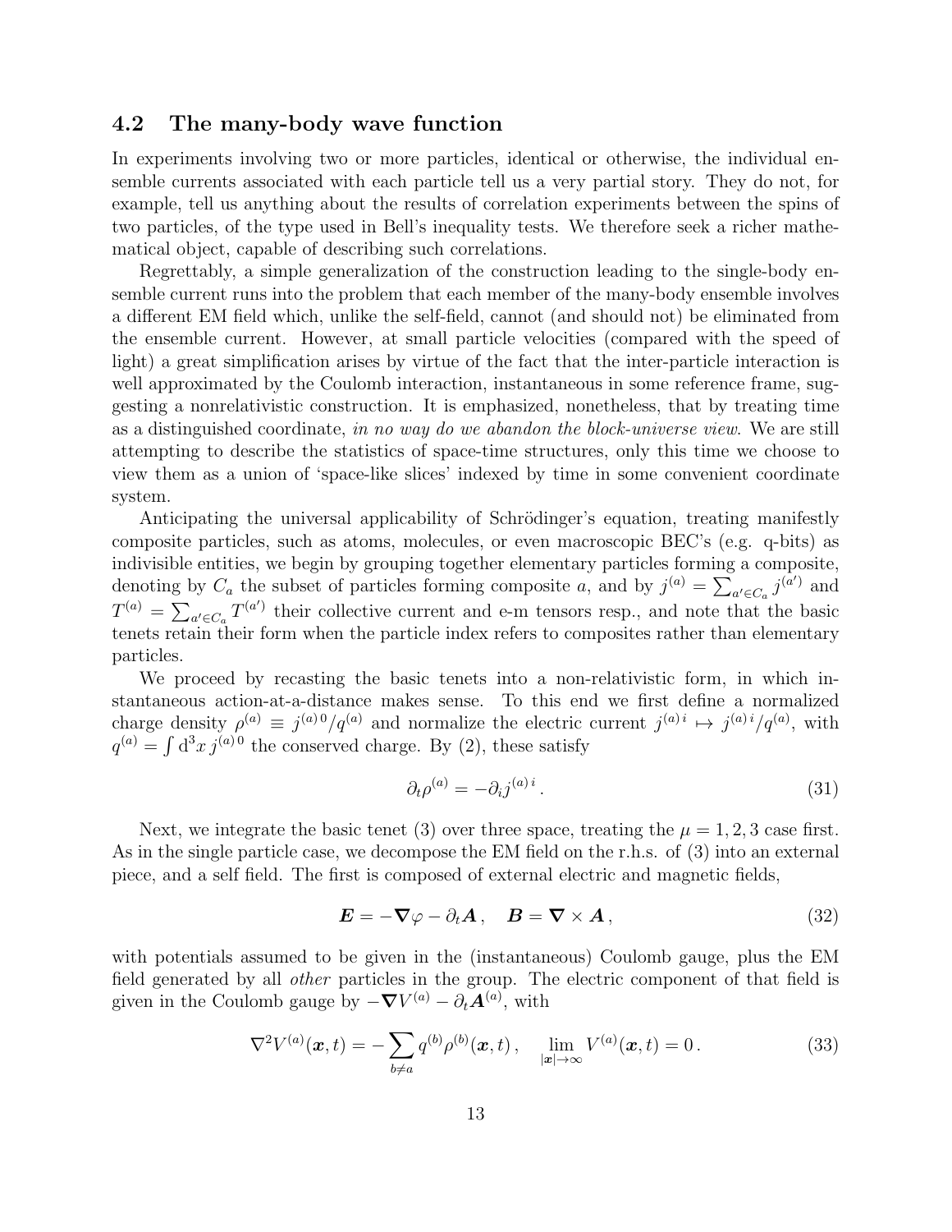### 4.2 The many-body wave function

In experiments involving two or more particles, identical or otherwise, the individual ensemble currents associated with each particle tell us a very partial story. They do not, for example, tell us anything about the results of correlation experiments between the spins of two particles, of the type used in Bell's inequality tests. We therefore seek a richer mathematical object, capable of describing such correlations.

Regrettably, a simple generalization of the construction leading to the single-body ensemble current runs into the problem that each member of the many-body ensemble involves a different EM field which, unlike the self-field, cannot (and should not) be eliminated from the ensemble current. However, at small particle velocities (compared with the speed of light) a great simplification arises by virtue of the fact that the inter-particle interaction is well approximated by the Coulomb interaction, instantaneous in some reference frame, suggesting a nonrelativistic construction. It is emphasized, nonetheless, that by treating time as a distinguished coordinate, *in no way do we abandon the block-universe view*. We are still attempting to describe the statistics of space-time structures, only this time we choose to view them as a union of 'space-like slices' indexed by time in some convenient coordinate system.

Anticipating the universal applicability of Schrödinger's equation, treating manifestly composite particles, such as atoms, molecules, or even macroscopic BEC's (e.g. q-bits) as indivisible entities, we begin by grouping together elementary particles forming a composite, denoting by $C_a$ the subset of particles forming composite $a$, and by $j^{(a)} = \sum_{a' \in C_a} j^{(a')}$ and $T^{(a)} = \sum_{a' \in C_a} T^{(a')}$ their collective current and e-m tensors resp., and note that the basic tenets retain their form when the particle index refers to composites rather than elementary particles.

We proceed by recasting the basic tenets into a non-relativistic form, in which instantaneous action-at-a-distance makes sense. To this end we first define a normalized charge density $\rho^{(a)} \equiv j^{(a)\,0}/q^{(a)}$ and normalize the electric current $j^{(a)\,i} \mapsto j^{(a)\,i}/q^{(a)}$, with $q^{(a)} = \int \mathrm{d}^3x\, j^{(a)\,0}$ the conserved charge. By (2), these satisfy

$$\partial_t \rho^{(a)} = -\partial_i j^{(a)\,i} \,. \tag{31}$$

Next, we integrate the basic tenet (3) over three space, treating the $\mu = 1, 2, 3$ case first. As in the single particle case, we decompose the EM field on the r.h.s. of (3) into an external piece, and a self field. The first is composed of external electric and magnetic fields,

$$\boldsymbol{E} = -\boldsymbol{\nabla}\varphi - \partial_t \boldsymbol{A} \,, \quad \boldsymbol{B} = \boldsymbol{\nabla} \times \boldsymbol{A} \,, \tag{32}$$

with potentials assumed to be given in the (instantaneous) Coulomb gauge, plus the EM field generated by all *other* particles in the group. The electric component of that field is given in the Coulomb gauge by $-\boldsymbol{\nabla}V^{(a)} - \partial_t \boldsymbol{A}^{(a)}$, with

$$\nabla^2 V^{(a)}(\boldsymbol{x}, t) = -\sum_{b \neq a} q^{(b)} \rho^{(b)}(\boldsymbol{x}, t) \,, \quad \lim_{|\boldsymbol{x}| \to \infty} V^{(a)}(\boldsymbol{x}, t) = 0 \,. \tag{33}$$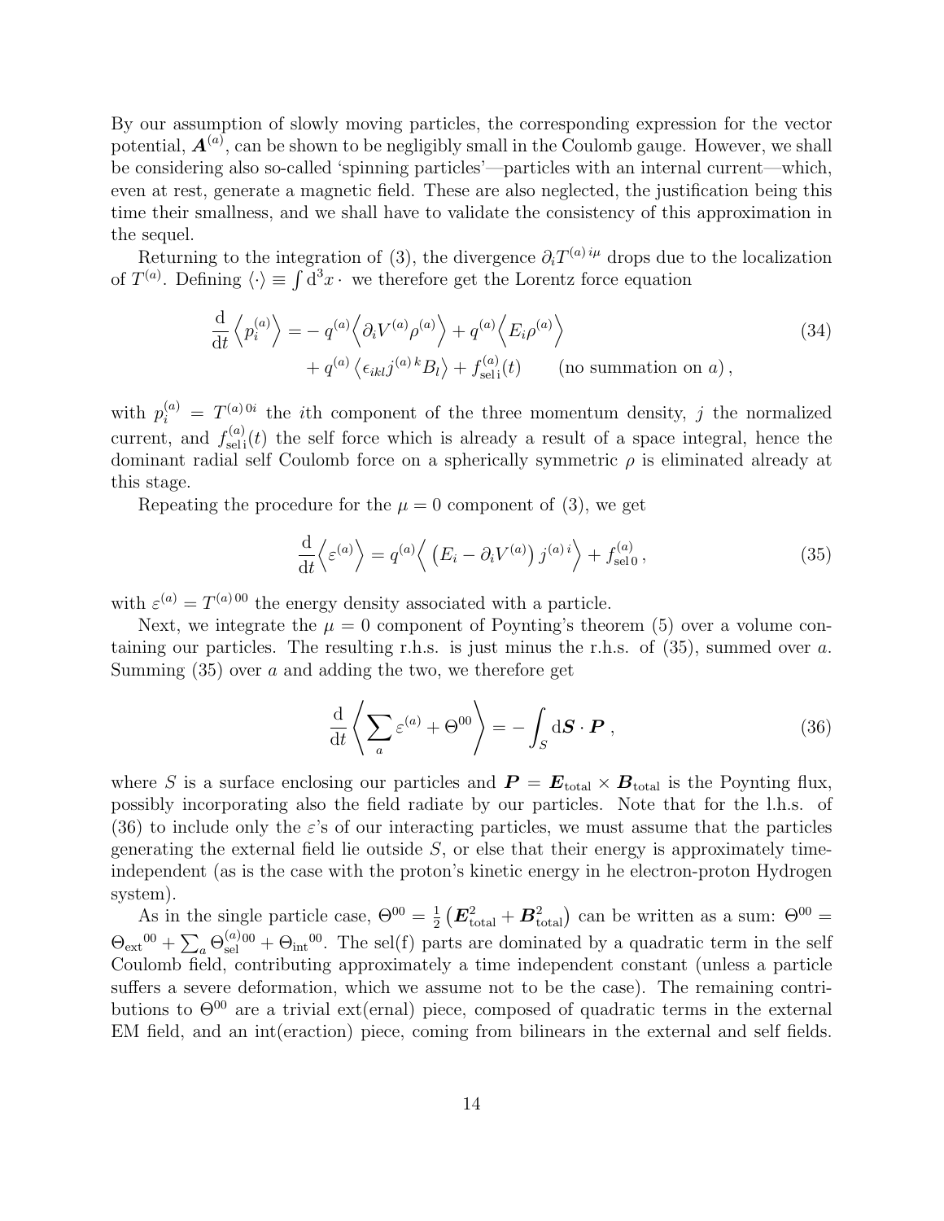By our assumption of slowly moving particles, the corresponding expression for the vector potential, $\boldsymbol{A}^{(a)}$, can be shown to be negligibly small in the Coulomb gauge. However, we shall be considering also so-called 'spinning particles'—particles with an internal current—which, even at rest, generate a magnetic field. These are also neglected, the justification being this time their smallness, and we shall have to validate the consistency of this approximation in the sequel.

Returning to the integration of (3), the divergence $\partial_i T^{(a)\,i\mu}$ drops due to the localization of $T^{(a)}$. Defining $\langle\cdot\rangle \equiv \int \mathrm{d}^3x\,\cdot$ we therefore get the Lorentz force equation

$$
\begin{aligned}
\frac{\mathrm{d}}{\mathrm{d}t}\left\langle p_i^{(a)}\right\rangle = &-q^{(a)}\left\langle \partial_i V^{(a)}\rho^{(a)}\right\rangle + q^{(a)}\left\langle E_i\rho^{(a)}\right\rangle \\
&+ q^{(a)}\left\langle \epsilon_{ikl}j^{(a)\,k}B_l\right\rangle + f^{(a)}_{\mathrm{sel\,i}}(t) \qquad (\text{no summation on } a)\,,
\end{aligned}
\tag{34}
$$

with $p_i^{(a)} = T^{(a)\,0i}$ the $i$th component of the three momentum density, $j$ the normalized current, and $f^{(a)}_{\mathrm{sel\,i}}(t)$ the self force which is already a result of a space integral, hence the dominant radial self Coulomb force on a spherically symmetric $\rho$ is eliminated already at this stage.

Repeating the procedure for the $\mu = 0$ component of (3), we get

$$
\frac{\mathrm{d}}{\mathrm{d}t}\left\langle \varepsilon^{(a)}\right\rangle = q^{(a)}\left\langle \left(E_i - \partial_i V^{(a)}\right) j^{(a)\,i}\right\rangle + f^{(a)}_{\mathrm{sel\,0}}\,,
\tag{35}
$$

with $\varepsilon^{(a)} = T^{(a)\,00}$ the energy density associated with a particle.

Next, we integrate the $\mu = 0$ component of Poynting's theorem (5) over a volume containing our particles. The resulting r.h.s. is just minus the r.h.s. of (35), summed over $a$. Summing (35) over $a$ and adding the two, we therefore get

$$
\frac{\mathrm{d}}{\mathrm{d}t}\left\langle \sum_a \varepsilon^{(a)} + \Theta^{00}\right\rangle = -\int_S \mathrm{d}\boldsymbol{S}\cdot\boldsymbol{P}\,,
\tag{36}
$$

where $S$ is a surface enclosing our particles and $\boldsymbol{P} = \boldsymbol{E}_{\mathrm{total}} \times \boldsymbol{B}_{\mathrm{total}}$ is the Poynting flux, possibly incorporating also the field radiate by our particles. Note that for the l.h.s. of (36) to include only the $\varepsilon$'s of our interacting particles, we must assume that the particles generating the external field lie outside $S$, or else that their energy is approximately time-independent (as is the case with the proton's kinetic energy in he electron-proton Hydrogen system).

As in the single particle case, $\Theta^{00} = \frac{1}{2}\left(\boldsymbol{E}^2_{\mathrm{total}} + \boldsymbol{B}^2_{\mathrm{total}}\right)$ can be written as a sum: $\Theta^{00} = {\Theta_{\mathrm{ext}}}^{00} + \sum_a \Theta^{(a)\,00}_{\mathrm{sel}} + {\Theta_{\mathrm{int}}}^{00}$. The sel(f) parts are dominated by a quadratic term in the self Coulomb field, contributing approximately a time independent constant (unless a particle suffers a severe deformation, which we assume not to be the case). The remaining contributions to $\Theta^{00}$ are a trivial ext(ernal) piece, composed of quadratic terms in the external EM field, and an int(eraction) piece, coming from bilinears in the external and self fields.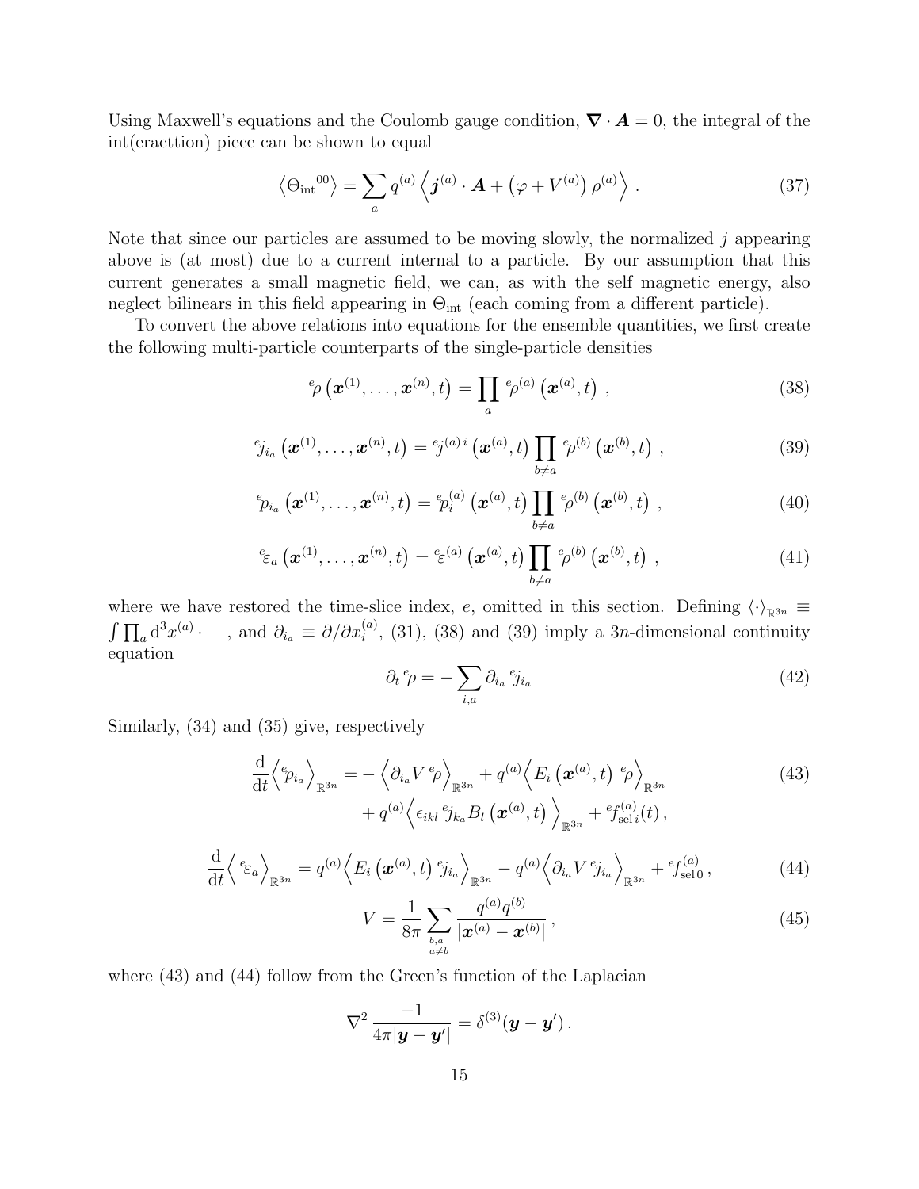Using Maxwell's equations and the Coulomb gauge condition, $\boldsymbol{\nabla} \cdot \boldsymbol{A} = 0$, the integral of the int(eracttion) piece can be shown to equal

$$\left\langle \Theta_{\rm int}{}^{00} \right\rangle = \sum_a q^{(a)} \left\langle \boldsymbol{j}^{(a)} \cdot \boldsymbol{A} + \left(\varphi + V^{(a)}\right) \rho^{(a)} \right\rangle . \tag{37}$$

Note that since our particles are assumed to be moving slowly, the normalized $j$ appearing above is (at most) due to a current internal to a particle. By our assumption that this current generates a small magnetic field, we can, as with the self magnetic energy, also neglect bilinears in this field appearing in $\Theta_{\rm int}$ (each coming from a different particle).

To convert the above relations into equations for the ensemble quantities, we first create the following multi-particle counterparts of the single-particle densities

$${}^e\!\rho\left(\boldsymbol{x}^{(1)}, \ldots, \boldsymbol{x}^{(n)}, t\right) = \prod_a {}^e\!\rho^{(a)}\left(\boldsymbol{x}^{(a)}, t\right) , \tag{38}$$

$${}^e\!j_{i_a}\left(\boldsymbol{x}^{(1)}, \ldots, \boldsymbol{x}^{(n)}, t\right) = {}^e\!j^{(a)\,i}\left(\boldsymbol{x}^{(a)}, t\right) \prod_{b \neq a} {}^e\!\rho^{(b)}\left(\boldsymbol{x}^{(b)}, t\right) , \tag{39}$$

$${}^e\!p_{i_a}\left(\boldsymbol{x}^{(1)}, \ldots, \boldsymbol{x}^{(n)}, t\right) = {}^e\!p_i^{(a)}\left(\boldsymbol{x}^{(a)}, t\right) \prod_{b \neq a} {}^e\!\rho^{(b)}\left(\boldsymbol{x}^{(b)}, t\right) , \tag{40}$$

$${}^e\!\varepsilon_a\left(\boldsymbol{x}^{(1)}, \ldots, \boldsymbol{x}^{(n)}, t\right) = {}^e\!\varepsilon^{(a)}\left(\boldsymbol{x}^{(a)}, t\right) \prod_{b \neq a} {}^e\!\rho^{(b)}\left(\boldsymbol{x}^{(b)}, t\right) , \tag{41}$$

where we have restored the time-slice index, $e$, omitted in this section. Defining $\langle \cdot \rangle_{\mathbb{R}^{3n}} \equiv \int \prod_a {\rm d}^3 x^{(a)} \cdot$ , and $\partial_{i_a} \equiv \partial / \partial x_i^{(a)}$, (31), (38) and (39) imply a $3n$-dimensional continuity equation

$$\partial_t \, {}^e\!\rho = - \sum_{i,a} \partial_{i_a} \, {}^e\!j_{i_a} \tag{42}$$

Similarly, (34) and (35) give, respectively

$$\begin{aligned} \frac{\rm d}{{\rm d}t} \left\langle {}^e\!p_{i_a} \right\rangle_{\mathbb{R}^{3n}} = &- \left\langle \partial_{i_a} V \, {}^e\!\rho \right\rangle_{\mathbb{R}^{3n}} + q^{(a)} \left\langle E_i\left(\boldsymbol{x}^{(a)}, t\right) \, {}^e\!\rho \right\rangle_{\mathbb{R}^{3n}} \\ &+ q^{(a)} \left\langle \epsilon_{ikl} \, {}^e\!j_{k_a} B_l\left(\boldsymbol{x}^{(a)}, t\right) \right\rangle_{\mathbb{R}^{3n}} + {}^e\!f^{(a)}_{{\rm sel}\,i}(t) \, , \end{aligned} \tag{43}$$

$$\frac{\rm d}{{\rm d}t} \left\langle {}^e\!\varepsilon_a \right\rangle_{\mathbb{R}^{3n}} = q^{(a)} \left\langle E_i\left(\boldsymbol{x}^{(a)}, t\right) {}^e\!j_{i_a} \right\rangle_{\mathbb{R}^{3n}} - q^{(a)} \left\langle \partial_{i_a} V \, {}^e\!j_{i_a} \right\rangle_{\mathbb{R}^{3n}} + {}^e\!f^{(a)}_{{\rm sel}\,0} \, , \tag{44}$$

$$V = \frac{1}{8\pi} \sum_{\substack{b,a \\ a \neq b}} \frac{q^{(a)} q^{(b)}}{|\boldsymbol{x}^{(a)} - \boldsymbol{x}^{(b)}|} \, , \tag{45}$$

where (43) and (44) follow from the Green's function of the Laplacian

$$\nabla^2 \frac{-1}{4\pi |\boldsymbol{y} - \boldsymbol{y}'|} = \delta^{(3)}(\boldsymbol{y} - \boldsymbol{y}') \, .$$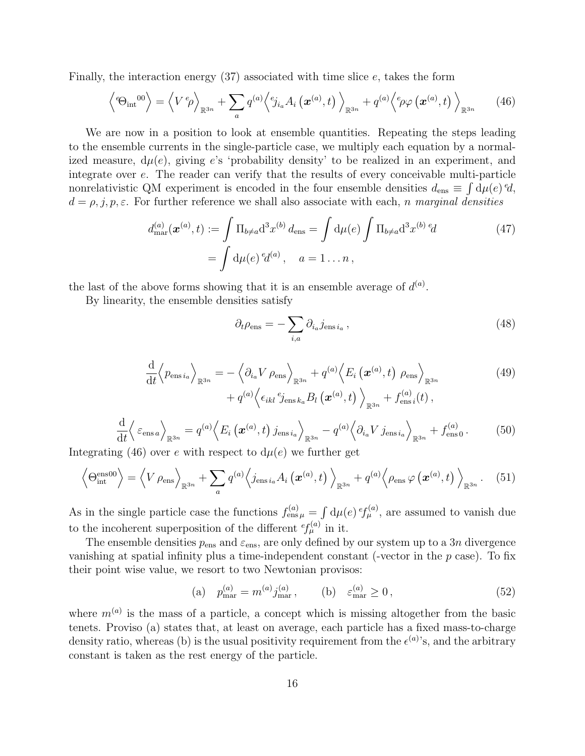Finally, the interaction energy (37) associated with time slice $e$, takes the form

$$\left\langle {}^{e}\Theta_{\text{int}}{}^{00} \right\rangle = \left\langle V\, {}^{e}\rho \right\rangle_{\mathbb{R}^{3n}} + \sum_{a} q^{(a)} \left\langle {}^{e}j_{i_a} A_i\left(\boldsymbol{x}^{(a)}, t\right) \right\rangle_{\mathbb{R}^{3n}} + q^{(a)} \left\langle {}^{e}\rho\varphi\left(\boldsymbol{x}^{(a)}, t\right) \right\rangle_{\mathbb{R}^{3n}} \tag{46}$$

We are now in a position to look at ensemble quantities. Repeating the steps leading to the ensemble currents in the single-particle case, we multiply each equation by a normalized measure, $\mathrm{d}\mu(e)$, giving $e$'s 'probability density' to be realized in an experiment, and integrate over $e$. The reader can verify that the results of every conceivable multi-particle nonrelativistic QM experiment is encoded in the four ensemble densities $d_{\text{ens}} \equiv \int \mathrm{d}\mu(e)\, {}^{e}d$, $d = \rho, j, p, \varepsilon$. For further reference we shall also associate with each, $n$ *marginal densities*

$$\begin{aligned} d_{\text{mar}}^{(a)}(\boldsymbol{x}^{(a)}, t) &:= \int \Pi_{b\neq a} \mathrm{d}^3 x^{(b)}\, d_{\text{ens}} = \int \mathrm{d}\mu(e) \int \Pi_{b\neq a} \mathrm{d}^3 x^{(b)}\, {}^{e}d \\ &= \int \mathrm{d}\mu(e)\, {}^{e}d^{(a)}\,, \quad a = 1 \ldots n\,, \end{aligned} \tag{47}$$

the last of the above forms showing that it is an ensemble average of $d^{(a)}$.

By linearity, the ensemble densities satisfy

$$\partial_t \rho_{\text{ens}} = -\sum_{i,a} \partial_{i_a} j_{\text{ens}\, i_a}\,, \tag{48}$$

$$\begin{aligned} \frac{\mathrm{d}}{\mathrm{d}t} \left\langle p_{\text{ens}\, i_a} \right\rangle_{\mathbb{R}^{3n}} = &- \left\langle \partial_{i_a} V\, \rho_{\text{ens}} \right\rangle_{\mathbb{R}^{3n}} + q^{(a)} \left\langle E_i\left(\boldsymbol{x}^{(a)}, t\right)\, \rho_{\text{ens}} \right\rangle_{\mathbb{R}^{3n}} \\ &+ q^{(a)} \left\langle \epsilon_{ikl}\, {}^{e}j_{\text{ens}\, k_a} B_l\left(\boldsymbol{x}^{(a)}, t\right) \right\rangle_{\mathbb{R}^{3n}} + f_{\text{ens}\, i}^{(a)}(t)\,, \end{aligned} \tag{49}$$

$$\frac{\mathrm{d}}{\mathrm{d}t} \left\langle \varepsilon_{\text{ens}\, a} \right\rangle_{\mathbb{R}^{3n}} = q^{(a)} \left\langle E_i\left(\boldsymbol{x}^{(a)}, t\right) j_{\text{ens}\, i_a} \right\rangle_{\mathbb{R}^{3n}} - q^{(a)} \left\langle \partial_{i_a} V\, j_{\text{ens}\, i_a} \right\rangle_{\mathbb{R}^{3n}} + f_{\text{ens}\, 0}^{(a)}\,. \tag{50}$$

Integrating (46) over $e$ with respect to $\mathrm{d}\mu(e)$ we further get

$$\left\langle \Theta_{\text{int}}^{\text{ens}00} \right\rangle = \left\langle V\, \rho_{\text{ens}} \right\rangle_{\mathbb{R}^{3n}} + \sum_{a} q^{(a)} \left\langle j_{\text{ens}\, i_a} A_i\left(\boldsymbol{x}^{(a)}, t\right) \right\rangle_{\mathbb{R}^{3n}} + q^{(a)} \left\langle \rho_{\text{ens}}\, \varphi\left(\boldsymbol{x}^{(a)}, t\right) \right\rangle_{\mathbb{R}^{3n}}. \tag{51}$$

As in the single particle case the functions $f_{\text{ens}\,\mu}^{(a)} = \int \mathrm{d}\mu(e)\, {}^{e}f_{\mu}^{(a)}$, are assumed to vanish due to the incoherent superposition of the different ${}^{e}f_{\mu}^{(a)}$ in it.

The ensemble densities $p_{\text{ens}}$ and $\varepsilon_{\text{ens}}$, are only defined by our system up to a $3n$ divergence vanishing at spatial infinity plus a time-independent constant (-vector in the $p$ case). To fix their point wise value, we resort to two Newtonian provisos:

$$\text{(a)} \quad p_{\text{mar}}^{(a)} = m^{(a)} j_{\text{mar}}^{(a)}\,, \qquad \text{(b)} \quad \varepsilon_{\text{mar}}^{(a)} \geq 0\,, \tag{52}$$

where $m^{(a)}$ is the mass of a particle, a concept which is missing altogether from the basic tenets. Proviso (a) states that, at least on average, each particle has a fixed mass-to-charge density ratio, whereas (b) is the usual positivity requirement from the $\epsilon^{(a)}$'s, and the arbitrary constant is taken as the rest energy of the particle.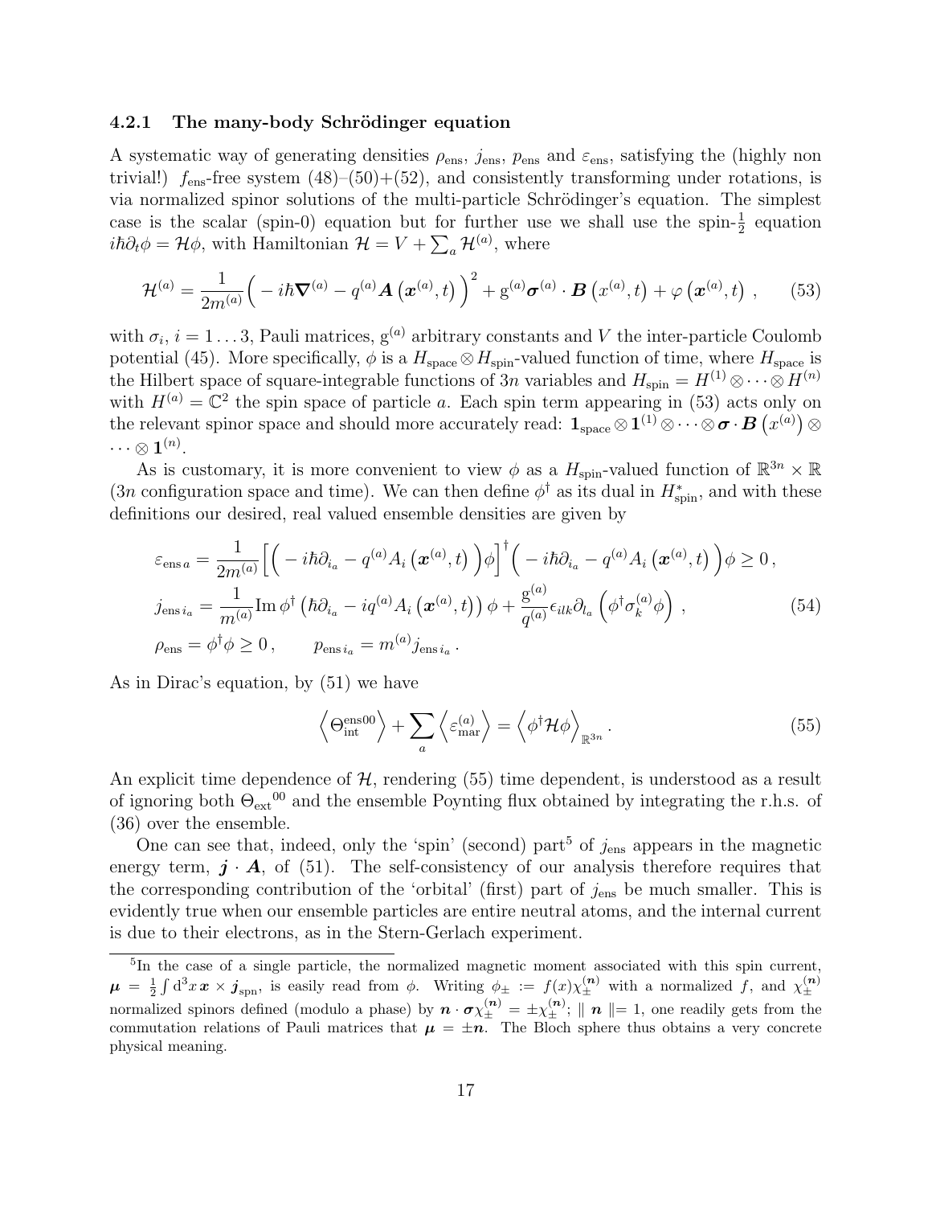### 4.2.1 The many-body Schrödinger equation

A systematic way of generating densities $\rho_{\rm ens}$, $j_{\rm ens}$, $p_{\rm ens}$ and $\varepsilon_{\rm ens}$, satisfying the (highly non trivial!) $f_{\rm ens}$-free system (48)–(50)+(52), and consistently transforming under rotations, is via normalized spinor solutions of the multi-particle Schrödinger's equation. The simplest case is the scalar (spin-0) equation but for further use we shall use the spin-$\frac{1}{2}$ equation $i\hbar\partial_t\phi = \mathcal{H}\phi$, with Hamiltonian $\mathcal{H} = V + \sum_a \mathcal{H}^{(a)}$, where

$$\mathcal{H}^{(a)} = \frac{1}{2m^{(a)}}\Big( -i\hbar\boldsymbol{\nabla}^{(a)} - q^{(a)}\boldsymbol{A}\left(\boldsymbol{x}^{(a)},t\right)\Big)^2 + \mathrm{g}^{(a)}\boldsymbol{\sigma}^{(a)}\cdot\boldsymbol{B}\left(x^{(a)},t\right) + \varphi\left(\boldsymbol{x}^{(a)},t\right)\,, \tag{53}$$

with $\sigma_i$, $i=1\ldots 3$, Pauli matrices, $\mathrm{g}^{(a)}$ arbitrary constants and $V$ the inter-particle Coulomb potential (45). More specifically, $\phi$ is a $H_{\rm space}\otimes H_{\rm spin}$-valued function of time, where $H_{\rm space}$ is the Hilbert space of square-integrable functions of $3n$ variables and $H_{\rm spin} = H^{(1)}\otimes\cdots\otimes H^{(n)}$ with $H^{(a)} = \mathbb{C}^2$ the spin space of particle $a$. Each spin term appearing in (53) acts only on the relevant spinor space and should more accurately read: $\mathbf{1}_{\rm space}\otimes\mathbf{1}^{(1)}\otimes\cdots\otimes\boldsymbol{\sigma}\cdot\boldsymbol{B}\left(x^{(a)}\right)\otimes\cdots\otimes\mathbf{1}^{(n)}$.

As is customary, it is more convenient to view $\phi$ as a $H_{\rm spin}$-valued function of $\mathbb{R}^{3n}\times\mathbb{R}$ ($3n$ configuration space and time). We can then define $\phi^\dagger$ as its dual in $H^*_{\rm spin}$, and with these definitions our desired, real valued ensemble densities are given by

$$\begin{aligned}
\varepsilon_{{\rm ens}\,a} &= \frac{1}{2m^{(a)}}\Big[\Big( -i\hbar\partial_{i_a} - q^{(a)}A_i\left(\boldsymbol{x}^{(a)},t\right)\Big)\phi\Big]^\dagger\Big( -i\hbar\partial_{i_a} - q^{(a)}A_i\left(\boldsymbol{x}^{(a)},t\right)\Big)\phi \geq 0\,,\\
j_{{\rm ens}\,i_a} &= \frac{1}{m^{(a)}}\mathrm{Im}\,\phi^\dagger\left(\hbar\partial_{i_a} - iq^{(a)}A_i\left(\boldsymbol{x}^{(a)},t\right)\right)\phi + \frac{\mathrm{g}^{(a)}}{q^{(a)}}\epsilon_{ilk}\partial_{l_a}\left(\phi^\dagger\sigma^{(a)}_k\phi\right)\,,\\
\rho_{\rm ens} &= \phi^\dagger\phi \geq 0\,, \qquad p_{{\rm ens}\,i_a} = m^{(a)}j_{{\rm ens}\,i_a}\,.
\end{aligned} \tag{54}$$

As in Dirac's equation, by (51) we have

$$\left\langle \Theta^{\rm ens00}_{\rm int}\right\rangle + \sum_a\left\langle\varepsilon^{(a)}_{\rm mar}\right\rangle = \left\langle\phi^\dagger\mathcal{H}\phi\right\rangle_{\mathbb{R}^{3n}}\,. \tag{55}$$

An explicit time dependence of $\mathcal{H}$, rendering (55) time dependent, is understood as a result of ignoring both ${\Theta_{\rm ext}}^{00}$ and the ensemble Poynting flux obtained by integrating the r.h.s. of (36) over the ensemble.

One can see that, indeed, only the 'spin' (second) part[5] of $j_{\rm ens}$ appears in the magnetic energy term, $\boldsymbol{j}\cdot\boldsymbol{A}$, of (51). The self-consistency of our analysis therefore requires that the corresponding contribution of the 'orbital' (first) part of $j_{\rm ens}$ be much smaller. This is evidently true when our ensemble particles are entire neutral atoms, and the internal current is due to their electrons, as in the Stern-Gerlach experiment.

[5] In the case of a single particle, the normalized magnetic moment associated with this spin current, $\boldsymbol{\mu} = \frac{1}{2}\int \mathrm{d}^3x\,\boldsymbol{x}\times\boldsymbol{j}_{\rm spn}$, is easily read from $\phi$. Writing $\phi_\pm := f(x)\chi^{(\boldsymbol{n})}_\pm$ with a normalized $f$, and $\chi^{(\boldsymbol{n})}_\pm$ normalized spinors defined (modulo a phase) by $\boldsymbol{n}\cdot\boldsymbol{\sigma}\chi^{(\boldsymbol{n})}_\pm = \pm\chi^{(\boldsymbol{n})}_\pm$; $\parallel\boldsymbol{n}\parallel = 1$, one readily gets from the commutation relations of Pauli matrices that $\boldsymbol{\mu} = \pm\boldsymbol{n}$. The Bloch sphere thus obtains a very concrete physical meaning.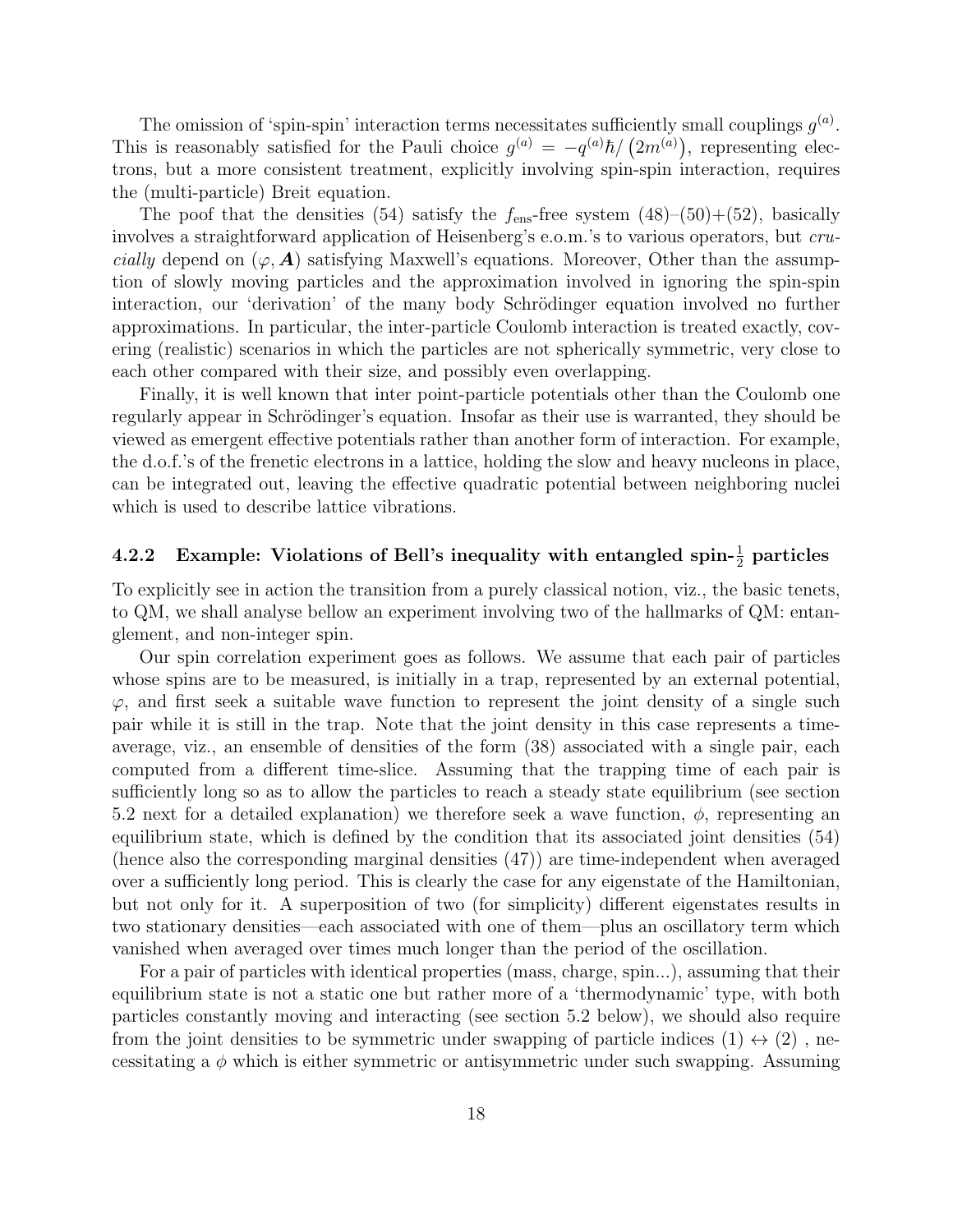The omission of 'spin-spin' interaction terms necessitates sufficiently small couplings $g^{(a)}$. This is reasonably satisfied for the Pauli choice $g^{(a)} = -q^{(a)}\hbar/\left(2m^{(a)}\right)$, representing electrons, but a more consistent treatment, explicitly involving spin-spin interaction, requires the (multi-particle) Breit equation.

The poof that the densities (54) satisfy the $f_{\text{ens}}$-free system (48)–(50)+(52), basically involves a straightforward application of Heisenberg's e.o.m.'s to various operators, but *crucially* depend on $(\varphi, \boldsymbol{A})$ satisfying Maxwell's equations. Moreover, Other than the assumption of slowly moving particles and the approximation involved in ignoring the spin-spin interaction, our 'derivation' of the many body Schrödinger equation involved no further approximations. In particular, the inter-particle Coulomb interaction is treated exactly, covering (realistic) scenarios in which the particles are not spherically symmetric, very close to each other compared with their size, and possibly even overlapping.

Finally, it is well known that inter point-particle potentials other than the Coulomb one regularly appear in Schrödinger's equation. Insofar as their use is warranted, they should be viewed as emergent effective potentials rather than another form of interaction. For example, the d.o.f.'s of the frenetic electrons in a lattice, holding the slow and heavy nucleons in place, can be integrated out, leaving the effective quadratic potential between neighboring nuclei which is used to describe lattice vibrations.

### 4.2.2 Example: Violations of Bell's inequality with entangled spin-$\frac{1}{2}$ particles

To explicitly see in action the transition from a purely classical notion, viz., the basic tenets, to QM, we shall analyse bellow an experiment involving two of the hallmarks of QM: entanglement, and non-integer spin.

Our spin correlation experiment goes as follows. We assume that each pair of particles whose spins are to be measured, is initially in a trap, represented by an external potential, $\varphi$, and first seek a suitable wave function to represent the joint density of a single such pair while it is still in the trap. Note that the joint density in this case represents a time-average, viz., an ensemble of densities of the form (38) associated with a single pair, each computed from a different time-slice. Assuming that the trapping time of each pair is sufficiently long so as to allow the particles to reach a steady state equilibrium (see section 5.2 next for a detailed explanation) we therefore seek a wave function, $\phi$, representing an equilibrium state, which is defined by the condition that its associated joint densities (54) (hence also the corresponding marginal densities (47)) are time-independent when averaged over a sufficiently long period. This is clearly the case for any eigenstate of the Hamiltonian, but not only for it. A superposition of two (for simplicity) different eigenstates results in two stationary densities—each associated with one of them—plus an oscillatory term which vanished when averaged over times much longer than the period of the oscillation.

For a pair of particles with identical properties (mass, charge, spin...), assuming that their equilibrium state is not a static one but rather more of a 'thermodynamic' type, with both particles constantly moving and interacting (see section 5.2 below), we should also require from the joint densities to be symmetric under swapping of particle indices $(1) \leftrightarrow (2)$ , necessitating a $\phi$ which is either symmetric or antisymmetric under such swapping. Assuming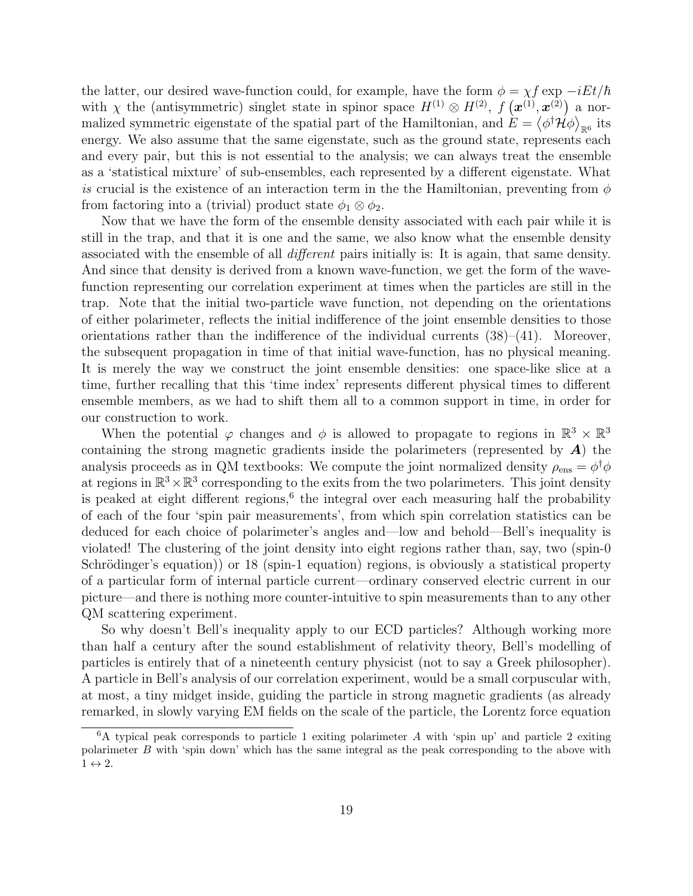the latter, our desired wave-function could, for example, have the form $\phi = \chi f \exp -iEt/\hbar$ with $\chi$ the (antisymmetric) singlet state in spinor space $H^{(1)} \otimes H^{(2)}$, $f\left(\boldsymbol{x}^{(1)}, \boldsymbol{x}^{(2)}\right)$ a normalized symmetric eigenstate of the spatial part of the Hamiltonian, and $E = \left\langle \phi^\dagger \mathcal{H} \phi \right\rangle_{\mathbb{R}^6}$ its energy. We also assume that the same eigenstate, such as the ground state, represents each and every pair, but this is not essential to the analysis; we can always treat the ensemble as a 'statistical mixture' of sub-ensembles, each represented by a different eigenstate. What *is* crucial is the existence of an interaction term in the the Hamiltonian, preventing from $\phi$ from factoring into a (trivial) product state $\phi_1 \otimes \phi_2$.

Now that we have the form of the ensemble density associated with each pair while it is still in the trap, and that it is one and the same, we also know what the ensemble density associated with the ensemble of all *different* pairs initially is: It is again, that same density. And since that density is derived from a known wave-function, we get the form of the wave-function representing our correlation experiment at times when the particles are still in the trap. Note that the initial two-particle wave function, not depending on the orientations of either polarimeter, reflects the initial indifference of the joint ensemble densities to those orientations rather than the indifference of the individual currents (38)–(41). Moreover, the subsequent propagation in time of that initial wave-function, has no physical meaning. It is merely the way we construct the joint ensemble densities: one space-like slice at a time, further recalling that this 'time index' represents different physical times to different ensemble members, as we had to shift them all to a common support in time, in order for our construction to work.

When the potential $\varphi$ changes and $\phi$ is allowed to propagate to regions in $\mathbb{R}^3 \times \mathbb{R}^3$ containing the strong magnetic gradients inside the polarimeters (represented by $\boldsymbol{A}$) the analysis proceeds as in QM textbooks: We compute the joint normalized density $\rho_{\text{ens}} = \phi^\dagger \phi$ at regions in $\mathbb{R}^3 \times \mathbb{R}^3$ corresponding to the exits from the two polarimeters. This joint density is peaked at eight different regions,[6] the integral over each measuring half the probability of each of the four 'spin pair measurements', from which spin correlation statistics can be deduced for each choice of polarimeter's angles and—low and behold—Bell's inequality is violated! The clustering of the joint density into eight regions rather than, say, two (spin-0 Schrödinger's equation)) or 18 (spin-1 equation) regions, is obviously a statistical property of a particular form of internal particle current—ordinary conserved electric current in our picture—and there is nothing more counter-intuitive to spin measurements than to any other QM scattering experiment.

So why doesn't Bell's inequality apply to our ECD particles? Although working more than half a century after the sound establishment of relativity theory, Bell's modelling of particles is entirely that of a nineteenth century physicist (not to say a Greek philosopher). A particle in Bell's analysis of our correlation experiment, would be a small corpuscular with, at most, a tiny midget inside, guiding the particle in strong magnetic gradients (as already remarked, in slowly varying EM fields on the scale of the particle, the Lorentz force equation

[6] A typical peak corresponds to particle 1 exiting polarimeter $A$ with 'spin up' and particle 2 exiting polarimeter $B$ with 'spin down' which has the same integral as the peak corresponding to the above with $1 \leftrightarrow 2$.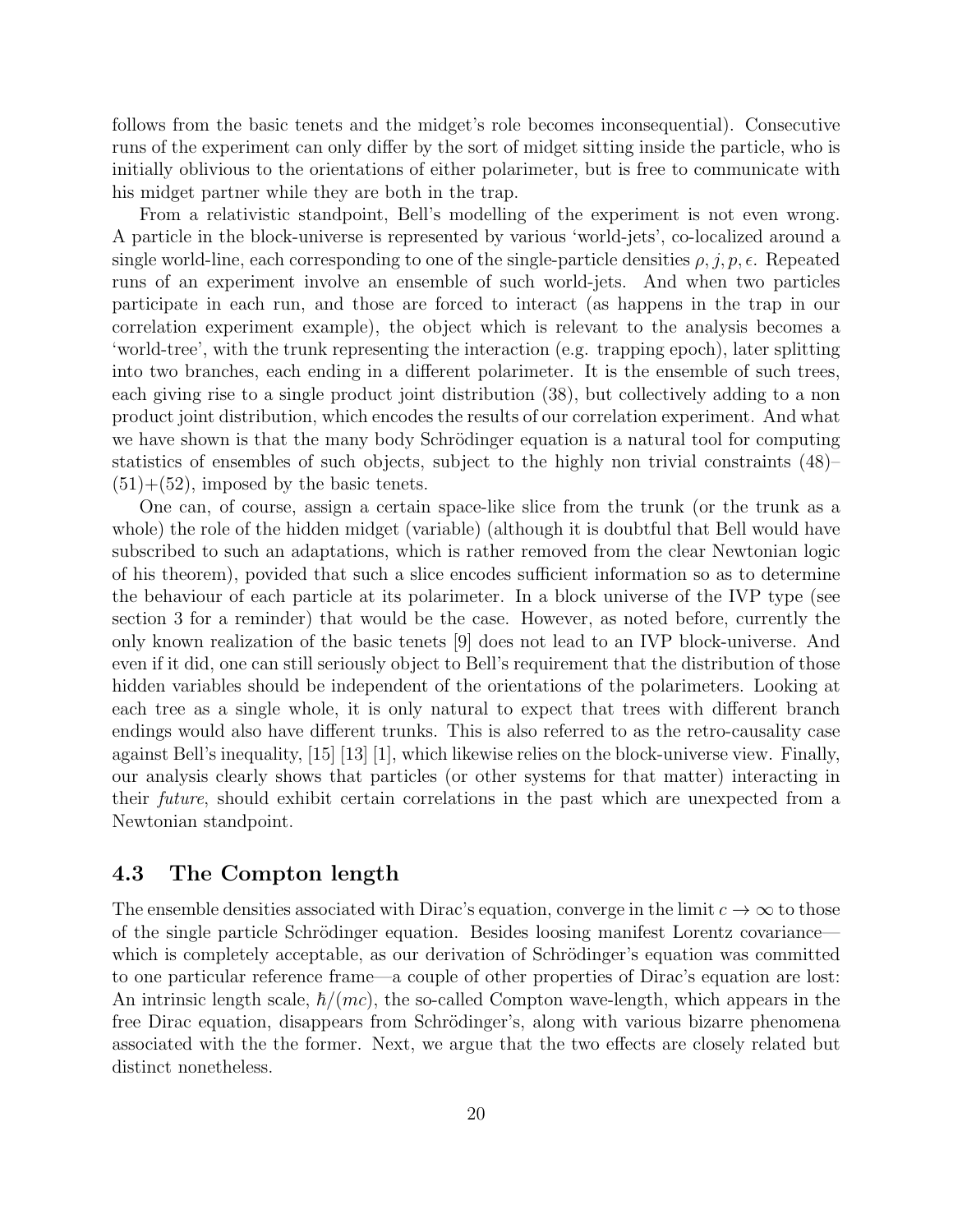follows from the basic tenets and the midget's role becomes inconsequential). Consecutive runs of the experiment can only differ by the sort of midget sitting inside the particle, who is initially oblivious to the orientations of either polarimeter, but is free to communicate with his midget partner while they are both in the trap.

From a relativistic standpoint, Bell's modelling of the experiment is not even wrong. A particle in the block-universe is represented by various 'world-jets', co-localized around a single world-line, each corresponding to one of the single-particle densities $\rho, j, p, \epsilon$. Repeated runs of an experiment involve an ensemble of such world-jets. And when two particles participate in each run, and those are forced to interact (as happens in the trap in our correlation experiment example), the object which is relevant to the analysis becomes a 'world-tree', with the trunk representing the interaction (e.g. trapping epoch), later splitting into two branches, each ending in a different polarimeter. It is the ensemble of such trees, each giving rise to a single product joint distribution (38), but collectively adding to a non product joint distribution, which encodes the results of our correlation experiment. And what we have shown is that the many body Schrödinger equation is a natural tool for computing statistics of ensembles of such objects, subject to the highly non trivial constraints (48)–(51)+(52), imposed by the basic tenets.

One can, of course, assign a certain space-like slice from the trunk (or the trunk as a whole) the role of the hidden midget (variable) (although it is doubtful that Bell would have subscribed to such an adaptations, which is rather removed from the clear Newtonian logic of his theorem), povided that such a slice encodes sufficient information so as to determine the behaviour of each particle at its polarimeter. In a block universe of the IVP type (see section 3 for a reminder) that would be the case. However, as noted before, currently the only known realization of the basic tenets [9] does not lead to an IVP block-universe. And even if it did, one can still seriously object to Bell's requirement that the distribution of those hidden variables should be independent of the orientations of the polarimeters. Looking at each tree as a single whole, it is only natural to expect that trees with different branch endings would also have different trunks. This is also referred to as the retro-causality case against Bell's inequality, [15] [13] [1], which likewise relies on the block-universe view. Finally, our analysis clearly shows that particles (or other systems for that matter) interacting in their *future*, should exhibit certain correlations in the past which are unexpected from a Newtonian standpoint.

### 4.3 The Compton length

The ensemble densities associated with Dirac's equation, converge in the limit $c \to \infty$ to those of the single particle Schrödinger equation. Besides loosing manifest Lorentz covariance—which is completely acceptable, as our derivation of Schrödinger's equation was committed to one particular reference frame—a couple of other properties of Dirac's equation are lost: An intrinsic length scale, $\hbar/(mc)$, the so-called Compton wave-length, which appears in the free Dirac equation, disappears from Schrödinger's, along with various bizarre phenomena associated with the the former. Next, we argue that the two effects are closely related but distinct nonetheless.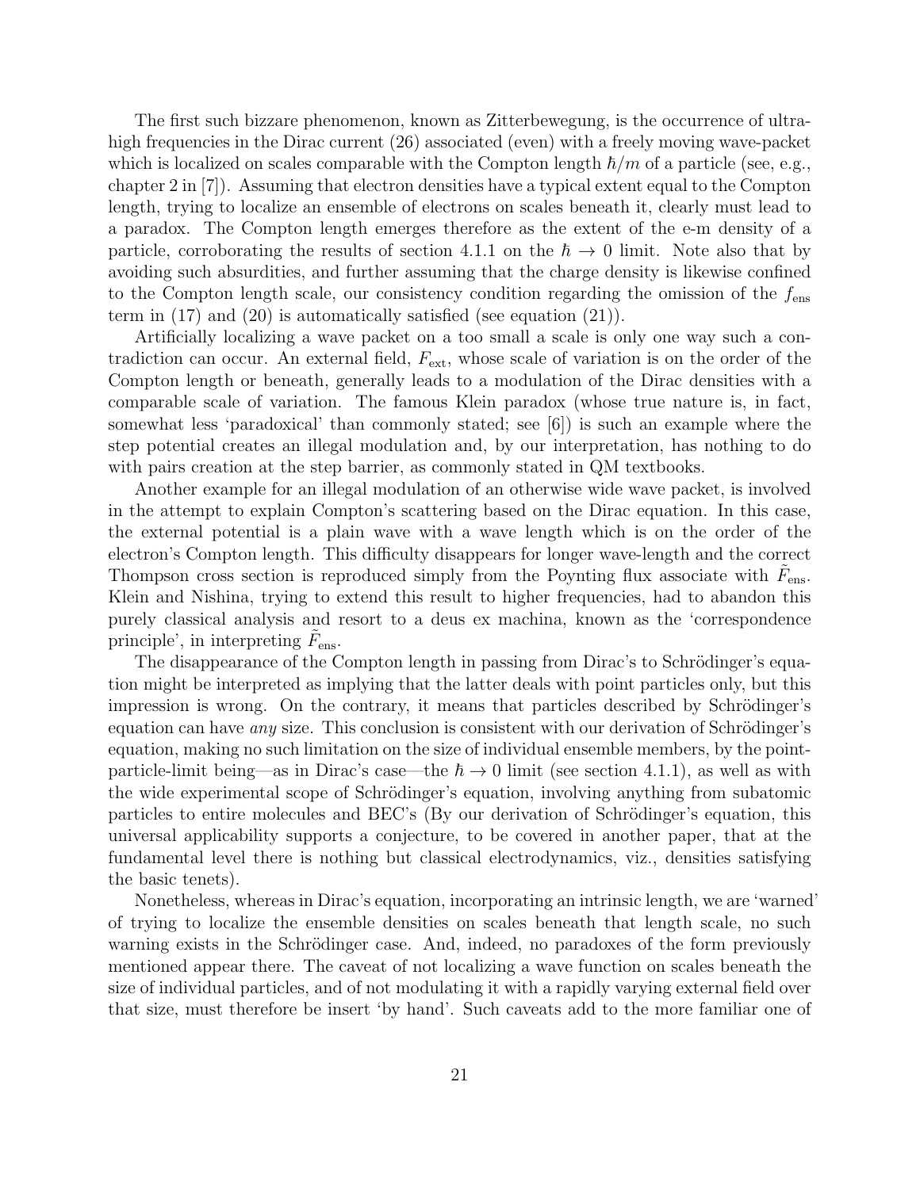The first such bizzare phenomenon, known as Zitterbewegung, is the occurrence of ultra-high frequencies in the Dirac current (26) associated (even) with a freely moving wave-packet which is localized on scales comparable with the Compton length $\hbar/m$ of a particle (see, e.g., chapter 2 in [7]). Assuming that electron densities have a typical extent equal to the Compton length, trying to localize an ensemble of electrons on scales beneath it, clearly must lead to a paradox. The Compton length emerges therefore as the extent of the e-m density of a particle, corroborating the results of section 4.1.1 on the $\hbar \to 0$ limit. Note also that by avoiding such absurdities, and further assuming that the charge density is likewise confined to the Compton length scale, our consistency condition regarding the omission of the $f_{\text{ens}}$ term in (17) and (20) is automatically satisfied (see equation (21)).

Artificially localizing a wave packet on a too small a scale is only one way such a contradiction can occur. An external field, $F_{\text{ext}}$, whose scale of variation is on the order of the Compton length or beneath, generally leads to a modulation of the Dirac densities with a comparable scale of variation. The famous Klein paradox (whose true nature is, in fact, somewhat less 'paradoxical' than commonly stated; see [6]) is such an example where the step potential creates an illegal modulation and, by our interpretation, has nothing to do with pairs creation at the step barrier, as commonly stated in QM textbooks.

Another example for an illegal modulation of an otherwise wide wave packet, is involved in the attempt to explain Compton's scattering based on the Dirac equation. In this case, the external potential is a plain wave with a wave length which is on the order of the electron's Compton length. This difficulty disappears for longer wave-length and the correct Thompson cross section is reproduced simply from the Poynting flux associate with $\tilde{F}_{\text{ens}}$. Klein and Nishina, trying to extend this result to higher frequencies, had to abandon this purely classical analysis and resort to a deus ex machina, known as the 'correspondence principle', in interpreting $\tilde{F}_{\text{ens}}$.

The disappearance of the Compton length in passing from Dirac's to Schrödinger's equation might be interpreted as implying that the latter deals with point particles only, but this impression is wrong. On the contrary, it means that particles described by Schrödinger's equation can have *any* size. This conclusion is consistent with our derivation of Schrödinger's equation, making no such limitation on the size of individual ensemble members, by the point-particle-limit being—as in Dirac's case—the $\hbar \to 0$ limit (see section 4.1.1), as well as with the wide experimental scope of Schrödinger's equation, involving anything from subatomic particles to entire molecules and BEC's (By our derivation of Schrödinger's equation, this universal applicability supports a conjecture, to be covered in another paper, that at the fundamental level there is nothing but classical electrodynamics, viz., densities satisfying the basic tenets).

Nonetheless, whereas in Dirac's equation, incorporating an intrinsic length, we are 'warned' of trying to localize the ensemble densities on scales beneath that length scale, no such warning exists in the Schrödinger case. And, indeed, no paradoxes of the form previously mentioned appear there. The caveat of not localizing a wave function on scales beneath the size of individual particles, and of not modulating it with a rapidly varying external field over that size, must therefore be insert 'by hand'. Such caveats add to the more familiar one of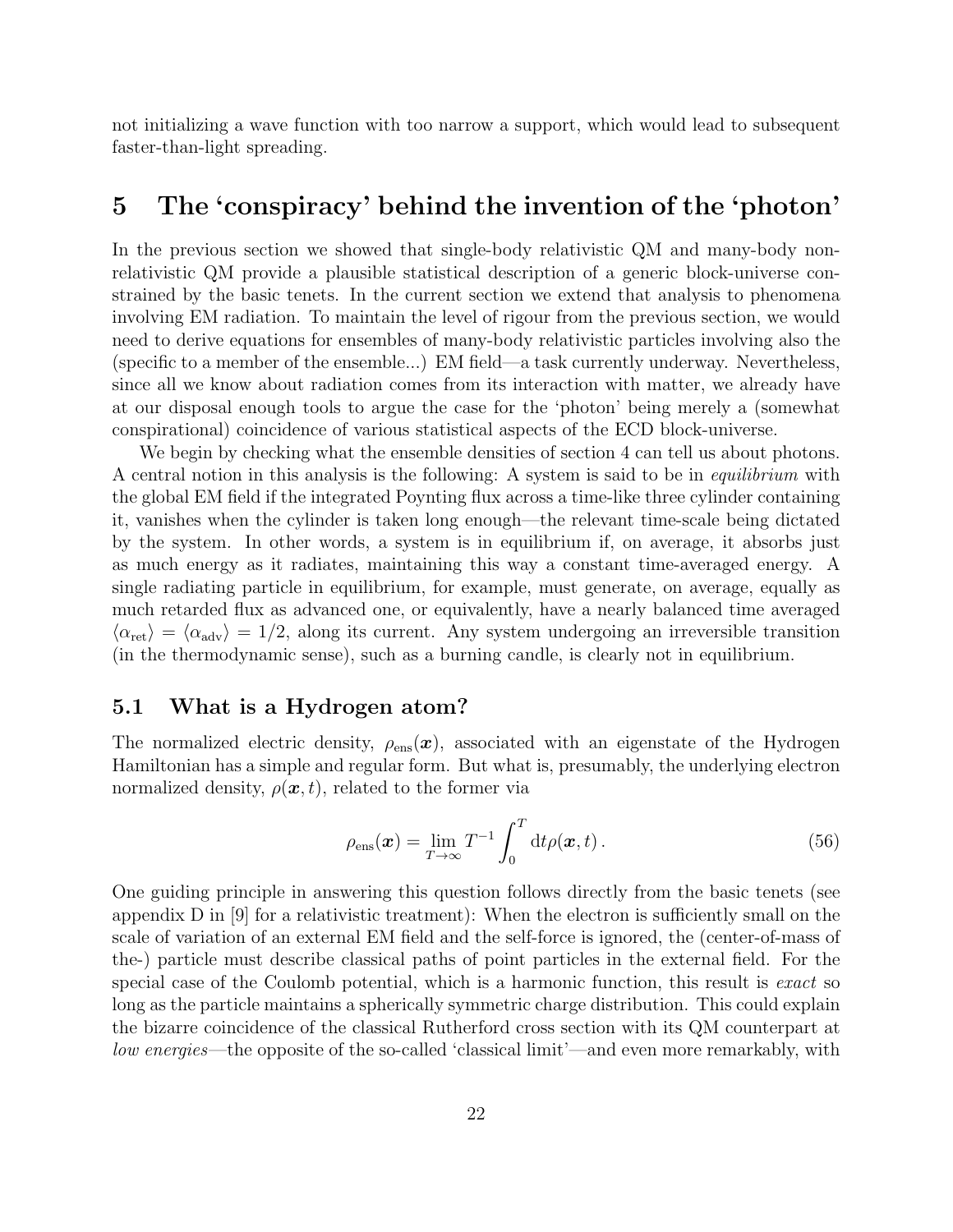not initializing a wave function with too narrow a support, which would lead to subsequent faster-than-light spreading.

# 5 The 'conspiracy' behind the invention of the 'photon'

In the previous section we showed that single-body relativistic QM and many-body non-relativistic QM provide a plausible statistical description of a generic block-universe constrained by the basic tenets. In the current section we extend that analysis to phenomena involving EM radiation. To maintain the level of rigour from the previous section, we would need to derive equations for ensembles of many-body relativistic particles involving also the (specific to a member of the ensemble...) EM field—a task currently underway. Nevertheless, since all we know about radiation comes from its interaction with matter, we already have at our disposal enough tools to argue the case for the 'photon' being merely a (somewhat conspirational) coincidence of various statistical aspects of the ECD block-universe.

We begin by checking what the ensemble densities of section 4 can tell us about photons. A central notion in this analysis is the following: A system is said to be in *equilibrium* with the global EM field if the integrated Poynting flux across a time-like three cylinder containing it, vanishes when the cylinder is taken long enough—the relevant time-scale being dictated by the system. In other words, a system is in equilibrium if, on average, it absorbs just as much energy as it radiates, maintaining this way a constant time-averaged energy. A single radiating particle in equilibrium, for example, must generate, on average, equally as much retarded flux as advanced one, or equivalently, have a nearly balanced time averaged $\langle\alpha_{\text{ret}}\rangle = \langle\alpha_{\text{adv}}\rangle = 1/2$, along its current. Any system undergoing an irreversible transition (in the thermodynamic sense), such as a burning candle, is clearly not in equilibrium.

## 5.1 What is a Hydrogen atom?

The normalized electric density, $\rho_{\text{ens}}(\boldsymbol{x})$, associated with an eigenstate of the Hydrogen Hamiltonian has a simple and regular form. But what is, presumably, the underlying electron normalized density, $\rho(\boldsymbol{x}, t)$, related to the former via

$$\rho_{\text{ens}}(\boldsymbol{x}) = \lim_{T\to\infty} T^{-1} \int_0^T \mathrm{d}t \rho(\boldsymbol{x}, t) \,. \tag{56}$$

One guiding principle in answering this question follows directly from the basic tenets (see appendix D in [9] for a relativistic treatment): When the electron is sufficiently small on the scale of variation of an external EM field and the self-force is ignored, the (center-of-mass of the-) particle must describe classical paths of point particles in the external field. For the special case of the Coulomb potential, which is a harmonic function, this result is *exact* so long as the particle maintains a spherically symmetric charge distribution. This could explain the bizarre coincidence of the classical Rutherford cross section with its QM counterpart at *low energies*—the opposite of the so-called 'classical limit'—and even more remarkably, with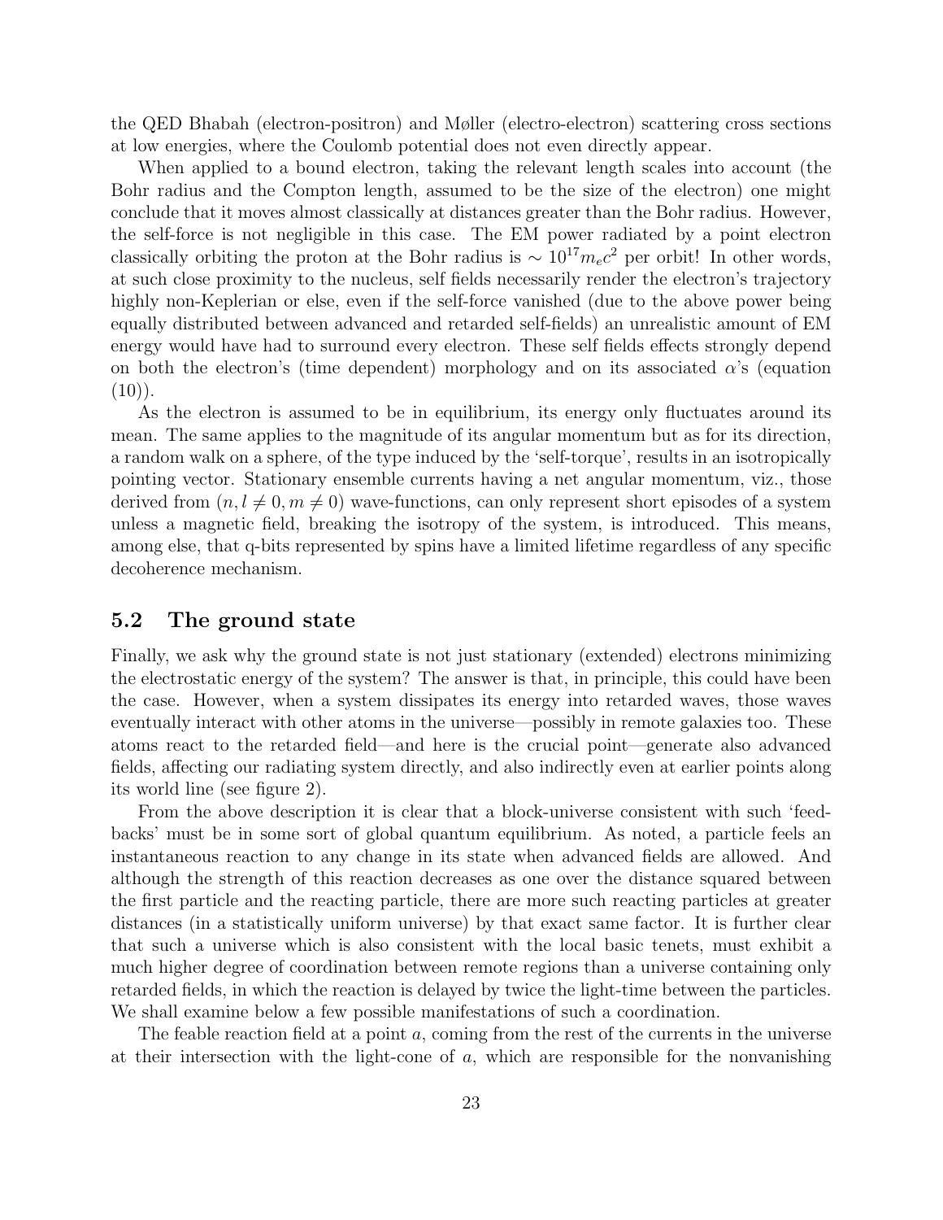the QED Bhabah (electron-positron) and Møller (electro-electron) scattering cross sections at low energies, where the Coulomb potential does not even directly appear.

When applied to a bound electron, taking the relevant length scales into account (the Bohr radius and the Compton length, assumed to be the size of the electron) one might conclude that it moves almost classically at distances greater than the Bohr radius. However, the self-force is not negligible in this case. The EM power radiated by a point electron classically orbiting the proton at the Bohr radius is $\sim 10^{17} m_e c^2$ per orbit! In other words, at such close proximity to the nucleus, self fields necessarily render the electron's trajectory highly non-Keplerian or else, even if the self-force vanished (due to the above power being equally distributed between advanced and retarded self-fields) an unrealistic amount of EM energy would have had to surround every electron. These self fields effects strongly depend on both the electron's (time dependent) morphology and on its associated $\alpha$'s (equation (10)).

As the electron is assumed to be in equilibrium, its energy only fluctuates around its mean. The same applies to the magnitude of its angular momentum but as for its direction, a random walk on a sphere, of the type induced by the 'self-torque', results in an isotropically pointing vector. Stationary ensemble currents having a net angular momentum, viz., those derived from $(n, l \neq 0, m \neq 0)$ wave-functions, can only represent short episodes of a system unless a magnetic field, breaking the isotropy of the system, is introduced. This means, among else, that q-bits represented by spins have a limited lifetime regardless of any specific decoherence mechanism.

### 5.2 The ground state

Finally, we ask why the ground state is not just stationary (extended) electrons minimizing the electrostatic energy of the system? The answer is that, in principle, this could have been the case. However, when a system dissipates its energy into retarded waves, those waves eventually interact with other atoms in the universe—possibly in remote galaxies too. These atoms react to the retarded field—and here is the crucial point—generate also advanced fields, affecting our radiating system directly, and also indirectly even at earlier points along its world line (see figure 2).

From the above description it is clear that a block-universe consistent with such 'feedbacks' must be in some sort of global quantum equilibrium. As noted, a particle feels an instantaneous reaction to any change in its state when advanced fields are allowed. And although the strength of this reaction decreases as one over the distance squared between the first particle and the reacting particle, there are more such reacting particles at greater distances (in a statistically uniform universe) by that exact same factor. It is further clear that such a universe which is also consistent with the local basic tenets, must exhibit a much higher degree of coordination between remote regions than a universe containing only retarded fields, in which the reaction is delayed by twice the light-time between the particles. We shall examine below a few possible manifestations of such a coordination.

The feable reaction field at a point $a$, coming from the rest of the currents in the universe at their intersection with the light-cone of $a$, which are responsible for the nonvanishing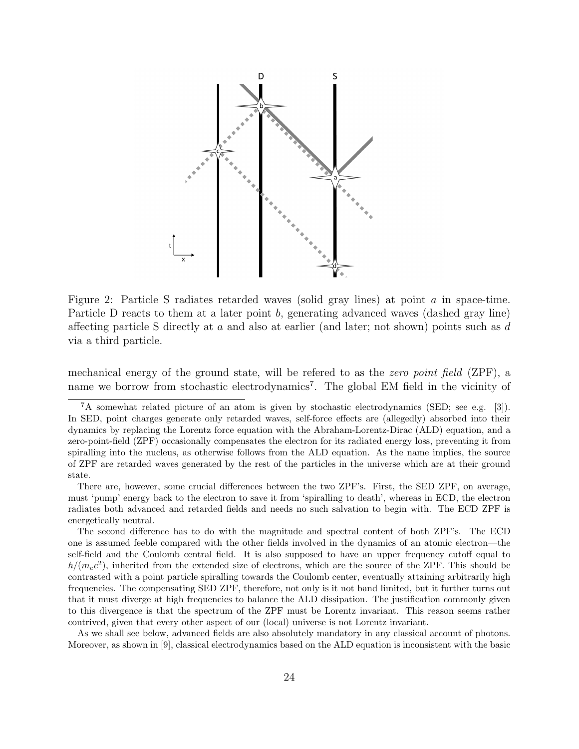Figure 2: Particle S radiates retarded waves (solid gray lines) at point $a$ in space-time. Particle D reacts to them at a later point $b$, generating advanced waves (dashed gray line) affecting particle S directly at $a$ and also at earlier (and later; not shown) points such as $d$ via a third particle.

mechanical energy of the ground state, will be refered to as the *zero point field* (ZPF), a name we borrow from stochastic electrodynamics[7]. The global EM field in the vicinity of

[7] A somewhat related picture of an atom is given by stochastic electrodynamics (SED; see e.g. [3]). In SED, point charges generate only retarded waves, self-force effects are (allegedly) absorbed into their dynamics by replacing the Lorentz force equation with the Abraham-Lorentz-Dirac (ALD) equation, and a zero-point-field (ZPF) occasionally compensates the electron for its radiated energy loss, preventing it from spiralling into the nucleus, as otherwise follows from the ALD equation. As the name implies, the source of ZPF are retarded waves generated by the rest of the particles in the universe which are at their ground state.

There are, however, some crucial differences between the two ZPF's. First, the SED ZPF, on average, must 'pump' energy back to the electron to save it from 'spiralling to death', whereas in ECD, the electron radiates both advanced and retarded fields and needs no such salvation to begin with. The ECD ZPF is energetically neutral.

The second difference has to do with the magnitude and spectral content of both ZPF's. The ECD one is assumed feeble compared with the other fields involved in the dynamics of an atomic electron—the self-field and the Coulomb central field. It is also supposed to have an upper frequency cutoff equal to $\hbar/(m_e c^2)$, inherited from the extended size of electrons, which are the source of the ZPF. This should be contrasted with a point particle spiralling towards the Coulomb center, eventually attaining arbitrarily high frequencies. The compensating SED ZPF, therefore, not only is it not band limited, but it further turns out that it must diverge at high frequencies to balance the ALD dissipation. The justification commonly given to this divergence is that the spectrum of the ZPF must be Lorentz invariant. This reason seems rather contrived, given that every other aspect of our (local) universe is not Lorentz invariant.

As we shall see below, advanced fields are also absolutely mandatory in any classical account of photons. Moreover, as shown in [9], classical electrodynamics based on the ALD equation is inconsistent with the basic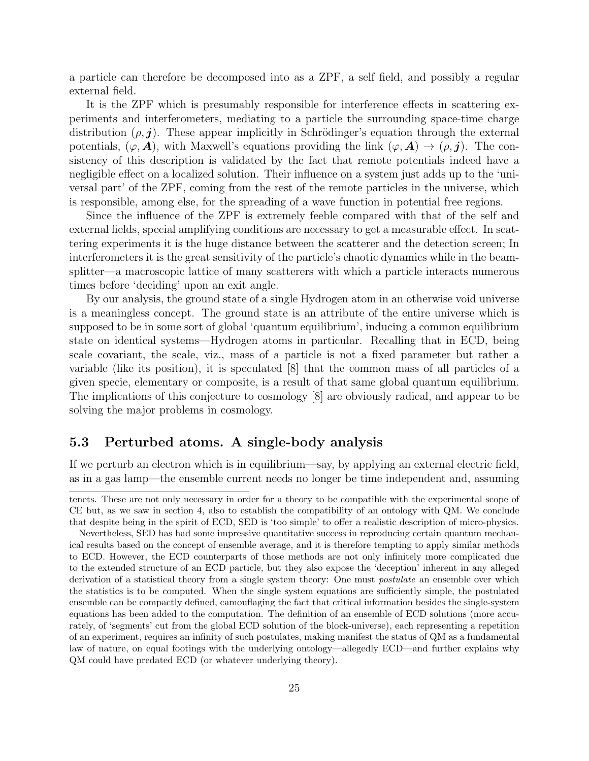a particle can therefore be decomposed into as a ZPF, a self field, and possibly a regular external field.

It is the ZPF which is presumably responsible for interference effects in scattering experiments and interferometers, mediating to a particle the surrounding space-time charge distribution $(\rho, \boldsymbol{j})$. These appear implicitly in Schrödinger's equation through the external potentials, $(\varphi, \boldsymbol{A})$, with Maxwell's equations providing the link $(\varphi, \boldsymbol{A}) \rightarrow (\rho, \boldsymbol{j})$. The consistency of this description is validated by the fact that remote potentials indeed have a negligible effect on a localized solution. Their influence on a system just adds up to the 'universal part' of the ZPF, coming from the rest of the remote particles in the universe, which is responsible, among else, for the spreading of a wave function in potential free regions.

Since the influence of the ZPF is extremely feeble compared with that of the self and external fields, special amplifying conditions are necessary to get a measurable effect. In scattering experiments it is the huge distance between the scatterer and the detection screen; In interferometers it is the great sensitivity of the particle's chaotic dynamics while in the beam-splitter—a macroscopic lattice of many scatterers with which a particle interacts numerous times before 'deciding' upon an exit angle.

By our analysis, the ground state of a single Hydrogen atom in an otherwise void universe is a meaningless concept. The ground state is an attribute of the entire universe which is supposed to be in some sort of global 'quantum equilibrium', inducing a common equilibrium state on identical systems—Hydrogen atoms in particular. Recalling that in ECD, being scale covariant, the scale, viz., mass of a particle is not a fixed parameter but rather a variable (like its position), it is speculated [8] that the common mass of all particles of a given specie, elementary or composite, is a result of that same global quantum equilibrium. The implications of this conjecture to cosmology [8] are obviously radical, and appear to be solving the major problems in cosmology.

### 5.3 Perturbed atoms. A single-body analysis

If we perturb an electron which is in equilibrium—say, by applying an external electric field, as in a gas lamp—the ensemble current needs no longer be time independent and, assuming

---

tenets. These are not only necessary in order for a theory to be compatible with the experimental scope of CE but, as we saw in section 4, also to establish the compatibility of an ontology with QM. We conclude that despite being in the spirit of ECD, SED is 'too simple' to offer a realistic description of micro-physics.

Nevertheless, SED has had some impressive quantitative success in reproducing certain quantum mechanical results based on the concept of ensemble average, and it is therefore tempting to apply similar methods to ECD. However, the ECD counterparts of those methods are not only infinitely more complicated due to the extended structure of an ECD particle, but they also expose the 'deception' inherent in any alleged derivation of a statistical theory from a single system theory: One must *postulate* an ensemble over which the statistics is to be computed. When the single system equations are sufficiently simple, the postulated ensemble can be compactly defined, camouflaging the fact that critical information besides the single-system equations has been added to the computation. The definition of an ensemble of ECD solutions (more accurately, of 'segments' cut from the global ECD solution of the block-universe), each representing a repetition of an experiment, requires an infinity of such postulates, making manifest the status of QM as a fundamental law of nature, on equal footings with the underlying ontology—allegedly ECD—and further explains why QM could have predated ECD (or whatever underlying theory).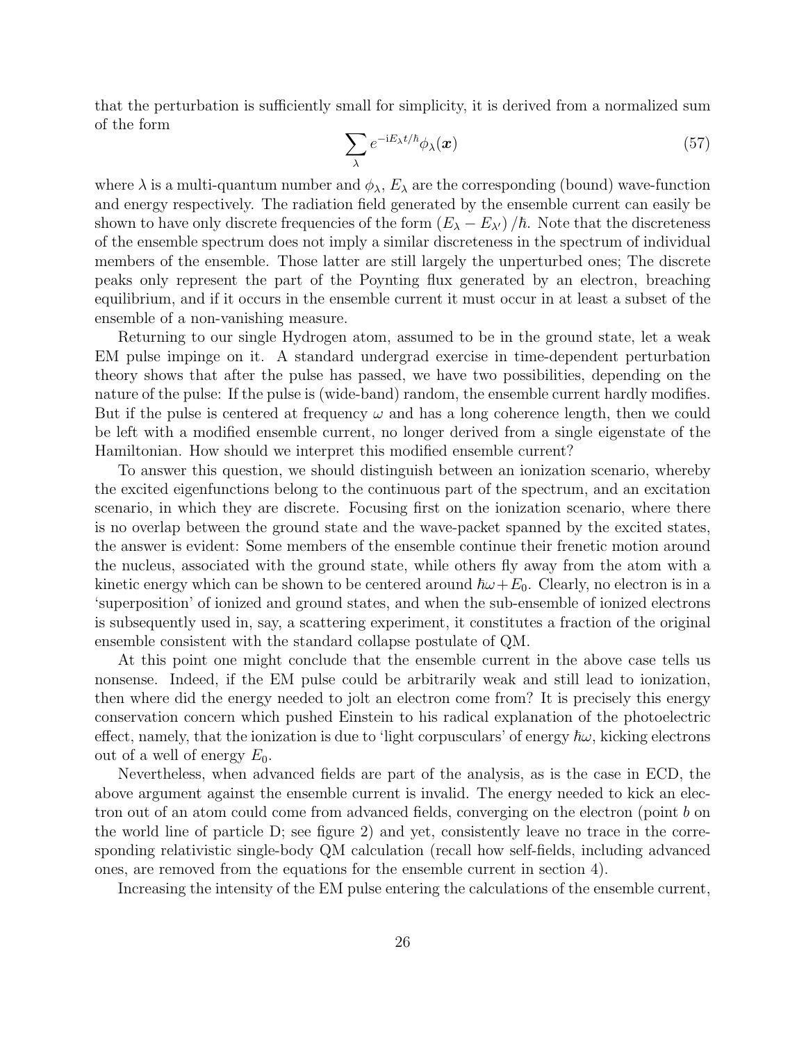that the perturbation is sufficiently small for simplicity, it is derived from a normalized sum of the form

$$\sum_\lambda e^{-\mathrm{i}E_\lambda t/\hbar}\phi_\lambda(\boldsymbol{x}) \tag{57}$$

where $\lambda$ is a multi-quantum number and $\phi_\lambda$, $E_\lambda$ are the corresponding (bound) wave-function and energy respectively. The radiation field generated by the ensemble current can easily be shown to have only discrete frequencies of the form $(E_\lambda - E_{\lambda'})/\hbar$. Note that the discreteness of the ensemble spectrum does not imply a similar discreteness in the spectrum of individual members of the ensemble. Those latter are still largely the unperturbed ones; The discrete peaks only represent the part of the Poynting flux generated by an electron, breaching equilibrium, and if it occurs in the ensemble current it must occur in at least a subset of the ensemble of a non-vanishing measure.

Returning to our single Hydrogen atom, assumed to be in the ground state, let a weak EM pulse impinge on it. A standard undergrad exercise in time-dependent perturbation theory shows that after the pulse has passed, we have two possibilities, depending on the nature of the pulse: If the pulse is (wide-band) random, the ensemble current hardly modifies. But if the pulse is centered at frequency $\omega$ and has a long coherence length, then we could be left with a modified ensemble current, no longer derived from a single eigenstate of the Hamiltonian. How should we interpret this modified ensemble current?

To answer this question, we should distinguish between an ionization scenario, whereby the excited eigenfunctions belong to the continuous part of the spectrum, and an excitation scenario, in which they are discrete. Focusing first on the ionization scenario, where there is no overlap between the ground state and the wave-packet spanned by the excited states, the answer is evident: Some members of the ensemble continue their frenetic motion around the nucleus, associated with the ground state, while others fly away from the atom with a kinetic energy which can be shown to be centered around $\hbar\omega + E_0$. Clearly, no electron is in a 'superposition' of ionized and ground states, and when the sub-ensemble of ionized electrons is subsequently used in, say, a scattering experiment, it constitutes a fraction of the original ensemble consistent with the standard collapse postulate of QM.

At this point one might conclude that the ensemble current in the above case tells us nonsense. Indeed, if the EM pulse could be arbitrarily weak and still lead to ionization, then where did the energy needed to jolt an electron come from? It is precisely this energy conservation concern which pushed Einstein to his radical explanation of the photoelectric effect, namely, that the ionization is due to 'light corpusculars' of energy $\hbar\omega$, kicking electrons out of a well of energy $E_0$.

Nevertheless, when advanced fields are part of the analysis, as is the case in ECD, the above argument against the ensemble current is invalid. The energy needed to kick an electron out of an atom could come from advanced fields, converging on the electron (point $b$ on the world line of particle D; see figure 2) and yet, consistently leave no trace in the corresponding relativistic single-body QM calculation (recall how self-fields, including advanced ones, are removed from the equations for the ensemble current in section 4).

Increasing the intensity of the EM pulse entering the calculations of the ensemble current,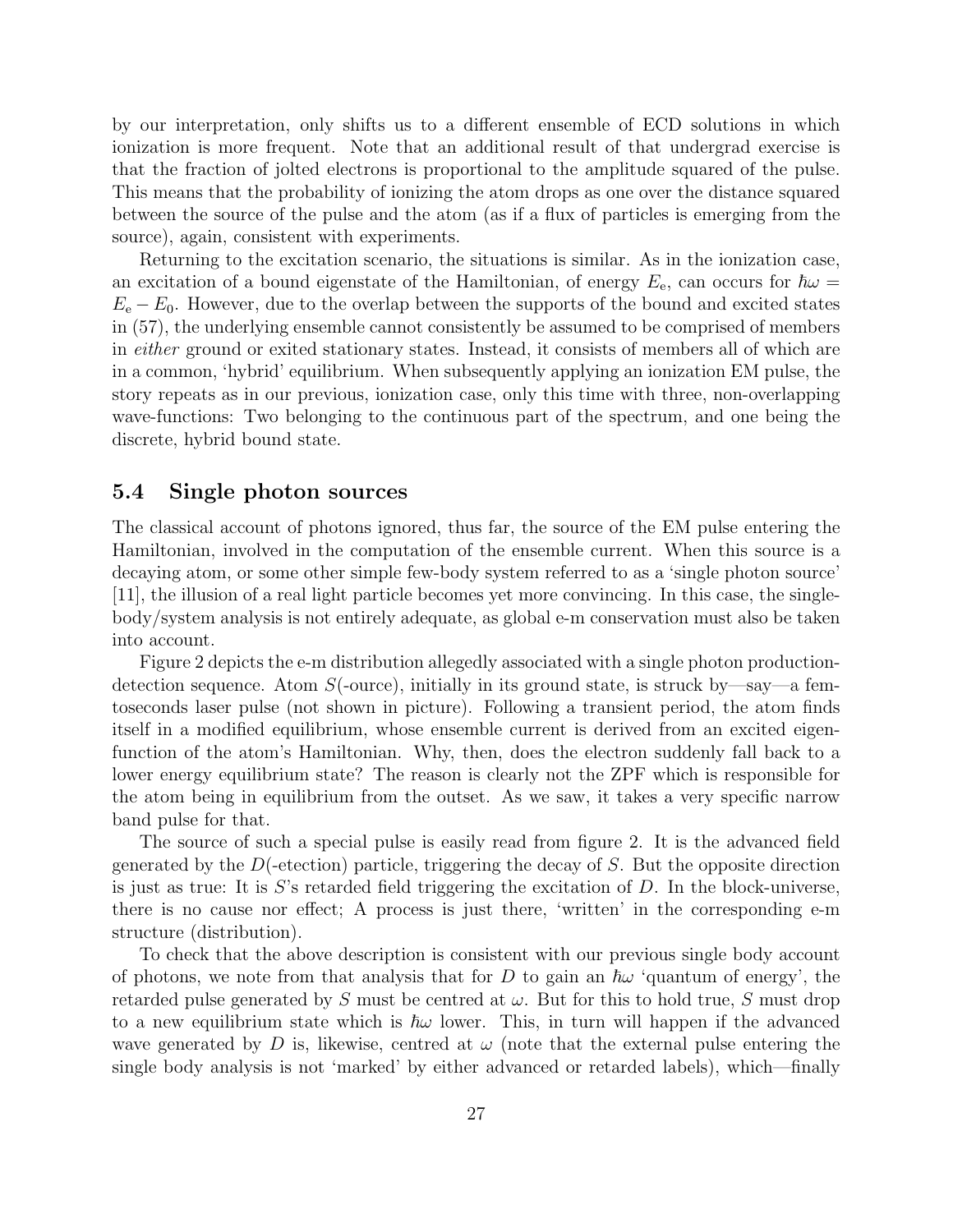by our interpretation, only shifts us to a different ensemble of ECD solutions in which ionization is more frequent. Note that an additional result of that undergrad exercise is that the fraction of jolted electrons is proportional to the amplitude squared of the pulse. This means that the probability of ionizing the atom drops as one over the distance squared between the source of the pulse and the atom (as if a flux of particles is emerging from the source), again, consistent with experiments.

Returning to the excitation scenario, the situations is similar. As in the ionization case, an excitation of a bound eigenstate of the Hamiltonian, of energy $E_\text{e}$, can occurs for $\hbar\omega = E_\text{e} - E_0$. However, due to the overlap between the supports of the bound and excited states in (57), the underlying ensemble cannot consistently be assumed to be comprised of members in *either* ground or exited stationary states. Instead, it consists of members all of which are in a common, 'hybrid' equilibrium. When subsequently applying an ionization EM pulse, the story repeats as in our previous, ionization case, only this time with three, non-overlapping wave-functions: Two belonging to the continuous part of the spectrum, and one being the discrete, hybrid bound state.

### 5.4 Single photon sources

The classical account of photons ignored, thus far, the source of the EM pulse entering the Hamiltonian, involved in the computation of the ensemble current. When this source is a decaying atom, or some other simple few-body system referred to as a 'single photon source' [11], the illusion of a real light particle becomes yet more convincing. In this case, the single-body/system analysis is not entirely adequate, as global e-m conservation must also be taken into account.

Figure 2 depicts the e-m distribution allegedly associated with a single photon production-detection sequence. Atom $S$(-ource), initially in its ground state, is struck by—say—a femtoseconds laser pulse (not shown in picture). Following a transient period, the atom finds itself in a modified equilibrium, whose ensemble current is derived from an excited eigenfunction of the atom's Hamiltonian. Why, then, does the electron suddenly fall back to a lower energy equilibrium state? The reason is clearly not the ZPF which is responsible for the atom being in equilibrium from the outset. As we saw, it takes a very specific narrow band pulse for that.

The source of such a special pulse is easily read from figure 2. It is the advanced field generated by the $D$(-etection) particle, triggering the decay of $S$. But the opposite direction is just as true: It is $S$'s retarded field triggering the excitation of $D$. In the block-universe, there is no cause nor effect; A process is just there, 'written' in the corresponding e-m structure (distribution).

To check that the above description is consistent with our previous single body account of photons, we note from that analysis that for $D$ to gain an $\hbar\omega$ 'quantum of energy', the retarded pulse generated by $S$ must be centred at $\omega$. But for this to hold true, $S$ must drop to a new equilibrium state which is $\hbar\omega$ lower. This, in turn will happen if the advanced wave generated by $D$ is, likewise, centred at $\omega$ (note that the external pulse entering the single body analysis is not 'marked' by either advanced or retarded labels), which—finally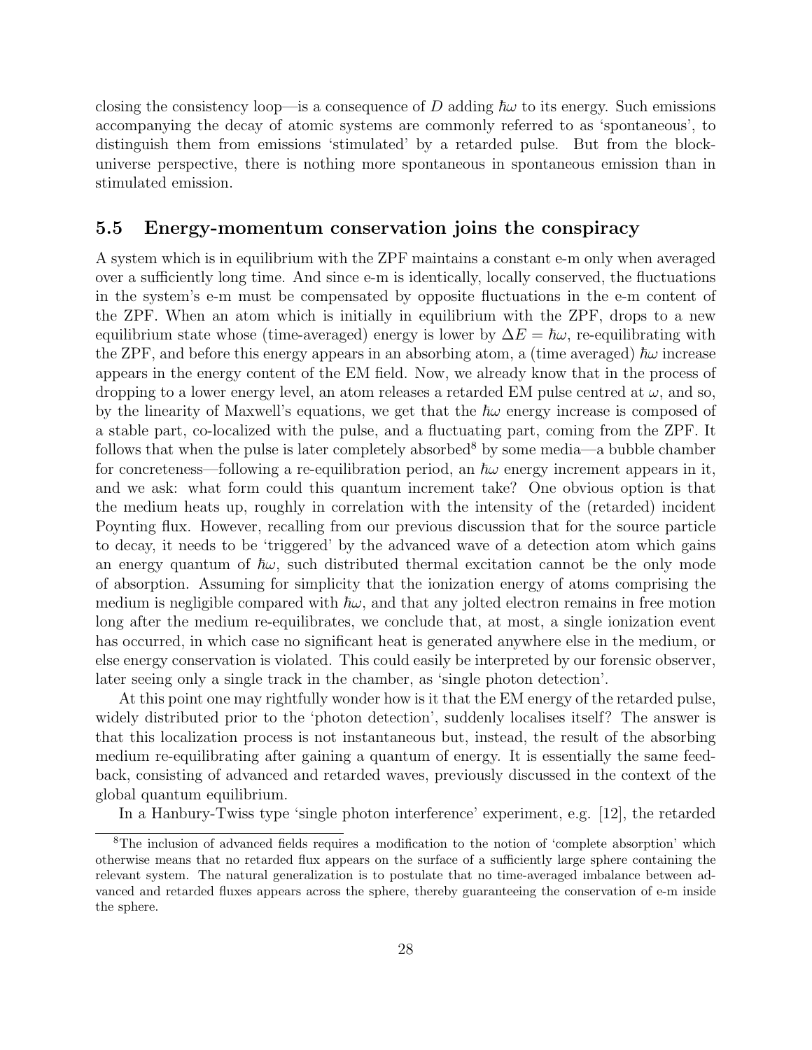closing the consistency loop—is a consequence of $D$ adding $\hbar\omega$ to its energy. Such emissions accompanying the decay of atomic systems are commonly referred to as 'spontaneous', to distinguish them from emissions 'stimulated' by a retarded pulse. But from the block-universe perspective, there is nothing more spontaneous in spontaneous emission than in stimulated emission.

### 5.5 Energy-momentum conservation joins the conspiracy

A system which is in equilibrium with the ZPF maintains a constant e-m only when averaged over a sufficiently long time. And since e-m is identically, locally conserved, the fluctuations in the system's e-m must be compensated by opposite fluctuations in the e-m content of the ZPF. When an atom which is initially in equilibrium with the ZPF, drops to a new equilibrium state whose (time-averaged) energy is lower by $\Delta E = \hbar\omega$, re-equilibrating with the ZPF, and before this energy appears in an absorbing atom, a (time averaged) $\hbar\omega$ increase appears in the energy content of the EM field. Now, we already know that in the process of dropping to a lower energy level, an atom releases a retarded EM pulse centred at $\omega$, and so, by the linearity of Maxwell's equations, we get that the $\hbar\omega$ energy increase is composed of a stable part, co-localized with the pulse, and a fluctuating part, coming from the ZPF. It follows that when the pulse is later completely absorbed[8] by some media—a bubble chamber for concreteness—following a re-equilibration period, an $\hbar\omega$ energy increment appears in it, and we ask: what form could this quantum increment take? One obvious option is that the medium heats up, roughly in correlation with the intensity of the (retarded) incident Poynting flux. However, recalling from our previous discussion that for the source particle to decay, it needs to be 'triggered' by the advanced wave of a detection atom which gains an energy quantum of $\hbar\omega$, such distributed thermal excitation cannot be the only mode of absorption. Assuming for simplicity that the ionization energy of atoms comprising the medium is negligible compared with $\hbar\omega$, and that any jolted electron remains in free motion long after the medium re-equilibrates, we conclude that, at most, a single ionization event has occurred, in which case no significant heat is generated anywhere else in the medium, or else energy conservation is violated. This could easily be interpreted by our forensic observer, later seeing only a single track in the chamber, as 'single photon detection'.

At this point one may rightfully wonder how is it that the EM energy of the retarded pulse, widely distributed prior to the 'photon detection', suddenly localises itself? The answer is that this localization process is not instantaneous but, instead, the result of the absorbing medium re-equilibrating after gaining a quantum of energy. It is essentially the same feedback, consisting of advanced and retarded waves, previously discussed in the context of the global quantum equilibrium.

In a Hanbury-Twiss type 'single photon interference' experiment, e.g. [12], the retarded

[8] The inclusion of advanced fields requires a modification to the notion of 'complete absorption' which otherwise means that no retarded flux appears on the surface of a sufficiently large sphere containing the relevant system. The natural generalization is to postulate that no time-averaged imbalance between advanced and retarded fluxes appears across the sphere, thereby guaranteeing the conservation of e-m inside the sphere.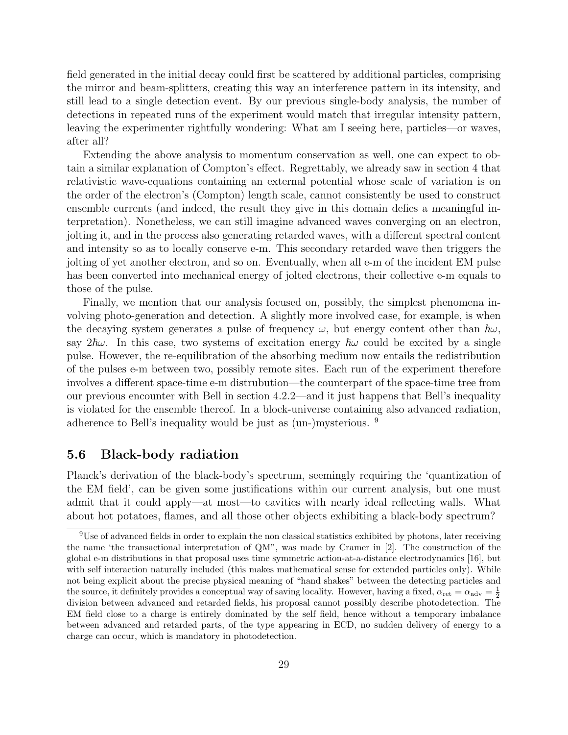field generated in the initial decay could first be scattered by additional particles, comprising the mirror and beam-splitters, creating this way an interference pattern in its intensity, and still lead to a single detection event. By our previous single-body analysis, the number of detections in repeated runs of the experiment would match that irregular intensity pattern, leaving the experimenter rightfully wondering: What am I seeing here, particles—or waves, after all?

Extending the above analysis to momentum conservation as well, one can expect to obtain a similar explanation of Compton's effect. Regrettably, we already saw in section 4 that relativistic wave-equations containing an external potential whose scale of variation is on the order of the electron's (Compton) length scale, cannot consistently be used to construct ensemble currents (and indeed, the result they give in this domain defies a meaningful interpretation). Nonetheless, we can still imagine advanced waves converging on an electron, jolting it, and in the process also generating retarded waves, with a different spectral content and intensity so as to locally conserve e-m. This secondary retarded wave then triggers the jolting of yet another electron, and so on. Eventually, when all e-m of the incident EM pulse has been converted into mechanical energy of jolted electrons, their collective e-m equals to those of the pulse.

Finally, we mention that our analysis focused on, possibly, the simplest phenomena involving photo-generation and detection. A slightly more involved case, for example, is when the decaying system generates a pulse of frequency $\omega$, but energy content other than $\hbar\omega$, say $2\hbar\omega$. In this case, two systems of excitation energy $\hbar\omega$ could be excited by a single pulse. However, the re-equilibration of the absorbing medium now entails the redistribution of the pulses e-m between two, possibly remote sites. Each run of the experiment therefore involves a different space-time e-m distrubution—the counterpart of the space-time tree from our previous encounter with Bell in section 4.2.2—and it just happens that Bell's inequality is violated for the ensemble thereof. In a block-universe containing also advanced radiation, adherence to Bell's inequality would be just as (un-)mysterious. [9]

### 5.6 Black-body radiation

Planck's derivation of the black-body's spectrum, seemingly requiring the 'quantization of the EM field', can be given some justifications within our current analysis, but one must admit that it could apply—at most—to cavities with nearly ideal reflecting walls. What about hot potatoes, flames, and all those other objects exhibiting a black-body spectrum?

[9] Use of advanced fields in order to explain the non classical statistics exhibited by photons, later receiving the name 'the transactional interpretation of QM", was made by Cramer in [2]. The construction of the global e-m distributions in that proposal uses time symmetric action-at-a-distance electrodynamics [16], but with self interaction naturally included (this makes mathematical sense for extended particles only). While not being explicit about the precise physical meaning of "hand shakes" between the detecting particles and the source, it definitely provides a conceptual way of saving locality. However, having a fixed, $\alpha_{\text{ret}} = \alpha_{\text{adv}} = \frac{1}{2}$ division between advanced and retarded fields, his proposal cannot possibly describe photodetection. The EM field close to a charge is entirely dominated by the self field, hence without a temporary imbalance between advanced and retarded parts, of the type appearing in ECD, no sudden delivery of energy to a charge can occur, which is mandatory in photodetection.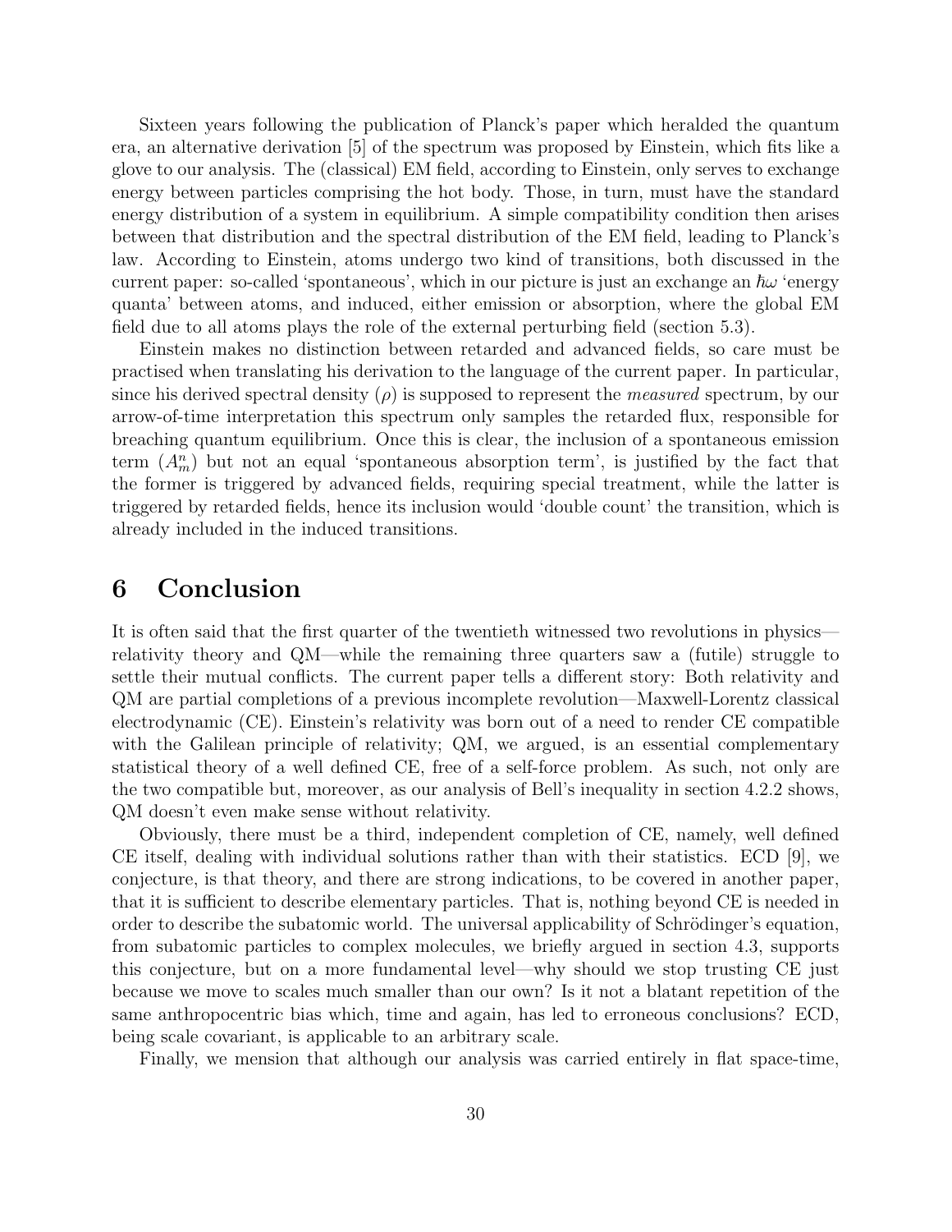Sixteen years following the publication of Planck's paper which heralded the quantum era, an alternative derivation [5] of the spectrum was proposed by Einstein, which fits like a glove to our analysis. The (classical) EM field, according to Einstein, only serves to exchange energy between particles comprising the hot body. Those, in turn, must have the standard energy distribution of a system in equilibrium. A simple compatibility condition then arises between that distribution and the spectral distribution of the EM field, leading to Planck's law. According to Einstein, atoms undergo two kind of transitions, both discussed in the current paper: so-called 'spontaneous', which in our picture is just an exchange an $\hbar\omega$ 'energy quanta' between atoms, and induced, either emission or absorption, where the global EM field due to all atoms plays the role of the external perturbing field (section 5.3).

Einstein makes no distinction between retarded and advanced fields, so care must be practised when translating his derivation to the language of the current paper. In particular, since his derived spectral density ($\rho$) is supposed to represent the *measured* spectrum, by our arrow-of-time interpretation this spectrum only samples the retarded flux, responsible for breaching quantum equilibrium. Once this is clear, the inclusion of a spontaneous emission term ($A_m^n$) but not an equal 'spontaneous absorption term', is justified by the fact that the former is triggered by advanced fields, requiring special treatment, while the latter is triggered by retarded fields, hence its inclusion would 'double count' the transition, which is already included in the induced transitions.

# 6 Conclusion

It is often said that the first quarter of the twentieth witnessed two revolutions in physics—relativity theory and QM—while the remaining three quarters saw a (futile) struggle to settle their mutual conflicts. The current paper tells a different story: Both relativity and QM are partial completions of a previous incomplete revolution—Maxwell-Lorentz classical electrodynamic (CE). Einstein's relativity was born out of a need to render CE compatible with the Galilean principle of relativity; QM, we argued, is an essential complementary statistical theory of a well defined CE, free of a self-force problem. As such, not only are the two compatible but, moreover, as our analysis of Bell's inequality in section 4.2.2 shows, QM doesn't even make sense without relativity.

Obviously, there must be a third, independent completion of CE, namely, well defined CE itself, dealing with individual solutions rather than with their statistics. ECD [9], we conjecture, is that theory, and there are strong indications, to be covered in another paper, that it is sufficient to describe elementary particles. That is, nothing beyond CE is needed in order to describe the subatomic world. The universal applicability of Schrödinger's equation, from subatomic particles to complex molecules, we briefly argued in section 4.3, supports this conjecture, but on a more fundamental level—why should we stop trusting CE just because we move to scales much smaller than our own? Is it not a blatant repetition of the same anthropocentric bias which, time and again, has led to erroneous conclusions? ECD, being scale covariant, is applicable to an arbitrary scale.

Finally, we mension that although our analysis was carried entirely in flat space-time,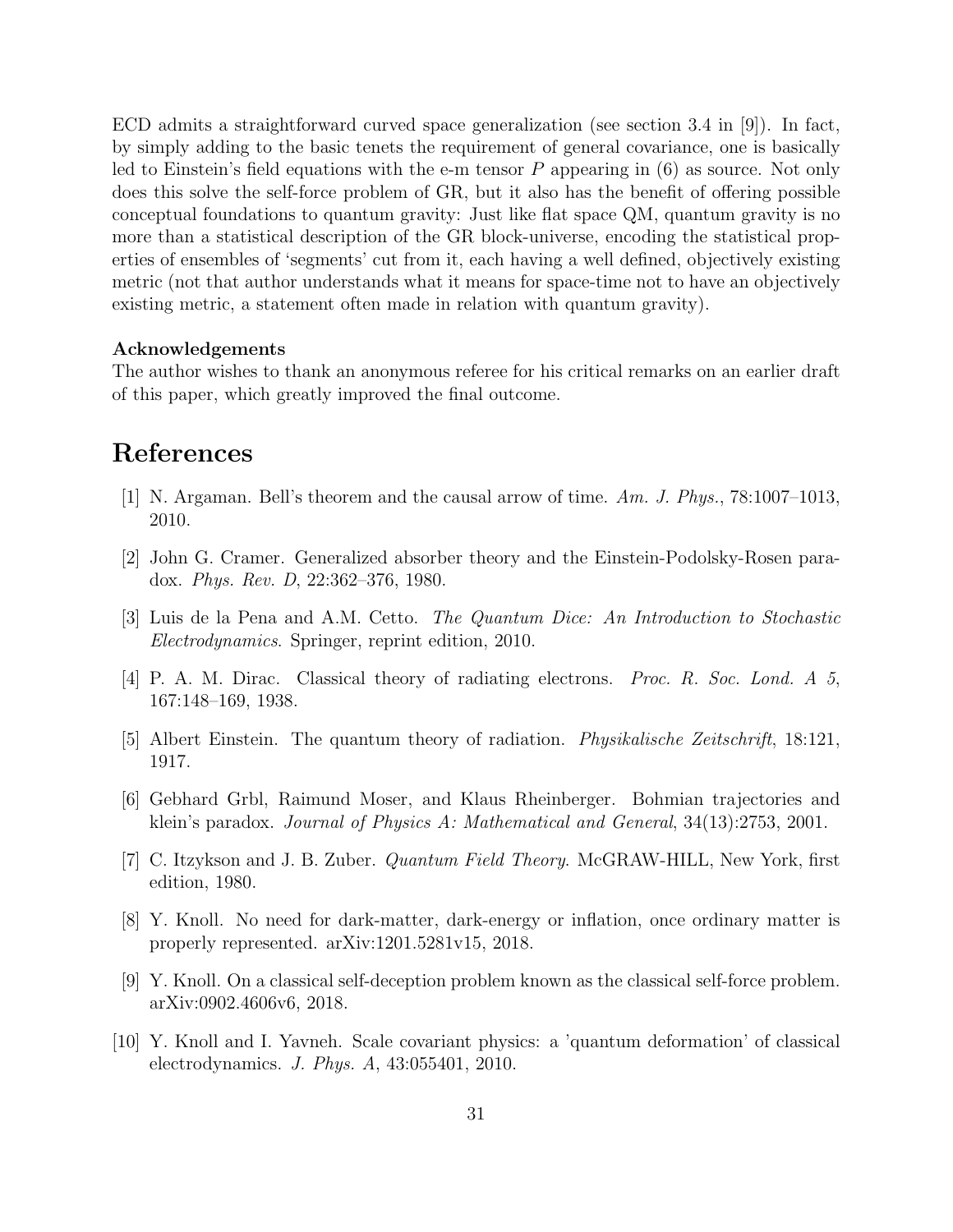ECD admits a straightforward curved space generalization (see section 3.4 in [9]). In fact, by simply adding to the basic tenets the requirement of general covariance, one is basically led to Einstein's field equations with the e-m tensor $P$ appearing in (6) as source. Not only does this solve the self-force problem of GR, but it also has the benefit of offering possible conceptual foundations to quantum gravity: Just like flat space QM, quantum gravity is no more than a statistical description of the GR block-universe, encoding the statistical properties of ensembles of 'segments' cut from it, each having a well defined, objectively existing metric (not that author understands what it means for space-time not to have an objectively existing metric, a statement often made in relation with quantum gravity).

**Acknowledgements**

The author wishes to thank an anonymous referee for his critical remarks on an earlier draft of this paper, which greatly improved the final outcome.

# References

[1] N. Argaman. Bell's theorem and the causal arrow of time. *Am. J. Phys.*, 78:1007–1013, 2010.

[2] John G. Cramer. Generalized absorber theory and the Einstein-Podolsky-Rosen paradox. *Phys. Rev. D*, 22:362–376, 1980.

[3] Luis de la Pena and A.M. Cetto. *The Quantum Dice: An Introduction to Stochastic Electrodynamics*. Springer, reprint edition, 2010.

[4] P. A. M. Dirac. Classical theory of radiating electrons. *Proc. R. Soc. Lond. A 5*, 167:148–169, 1938.

[5] Albert Einstein. The quantum theory of radiation. *Physikalische Zeitschrift*, 18:121, 1917.

[6] Gebhard Grbl, Raimund Moser, and Klaus Rheinberger. Bohmian trajectories and klein's paradox. *Journal of Physics A: Mathematical and General*, 34(13):2753, 2001.

[7] C. Itzykson and J. B. Zuber. *Quantum Field Theory*. McGRAW-HILL, New York, first edition, 1980.

[8] Y. Knoll. No need for dark-matter, dark-energy or inflation, once ordinary matter is properly represented. arXiv:1201.5281v15, 2018.

[9] Y. Knoll. On a classical self-deception problem known as the classical self-force problem. arXiv:0902.4606v6, 2018.

[10] Y. Knoll and I. Yavneh. Scale covariant physics: a 'quantum deformation' of classical electrodynamics. *J. Phys. A*, 43:055401, 2010.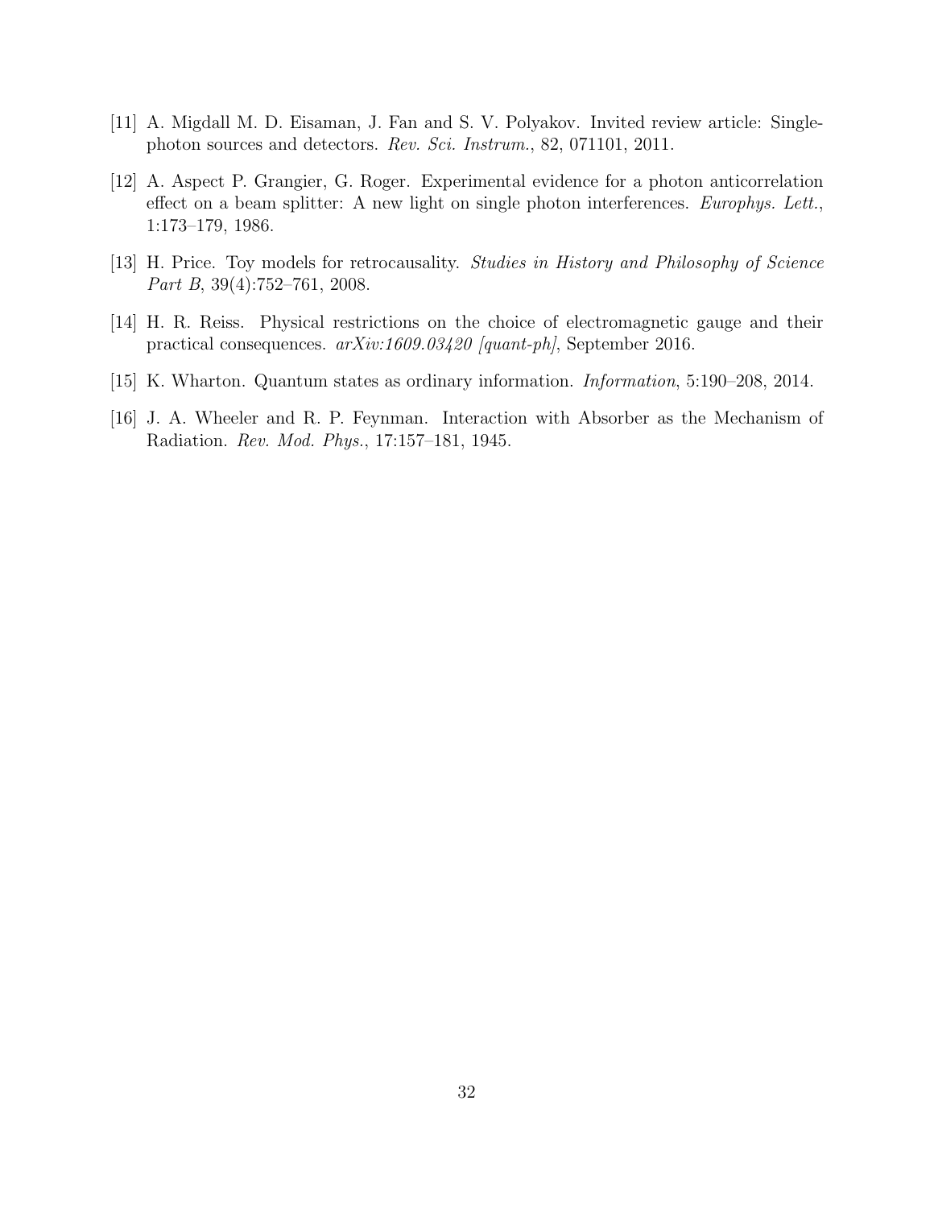[11] A. Migdall M. D. Eisaman, J. Fan and S. V. Polyakov. Invited review article: Single-photon sources and detectors. *Rev. Sci. Instrum.*, 82, 071101, 2011.

[12] A. Aspect P. Grangier, G. Roger. Experimental evidence for a photon anticorrelation effect on a beam splitter: A new light on single photon interferences. *Europhys. Lett.*, 1:173–179, 1986.

[13] H. Price. Toy models for retrocausality. *Studies in History and Philosophy of Science Part B*, 39(4):752–761, 2008.

[14] H. R. Reiss. Physical restrictions on the choice of electromagnetic gauge and their practical consequences. *arXiv:1609.03420 [quant-ph]*, September 2016.

[15] K. Wharton. Quantum states as ordinary information. *Information*, 5:190–208, 2014.

[16] J. A. Wheeler and R. P. Feynman. Interaction with Absorber as the Mechanism of Radiation. *Rev. Mod. Phys.*, 17:157–181, 1945.